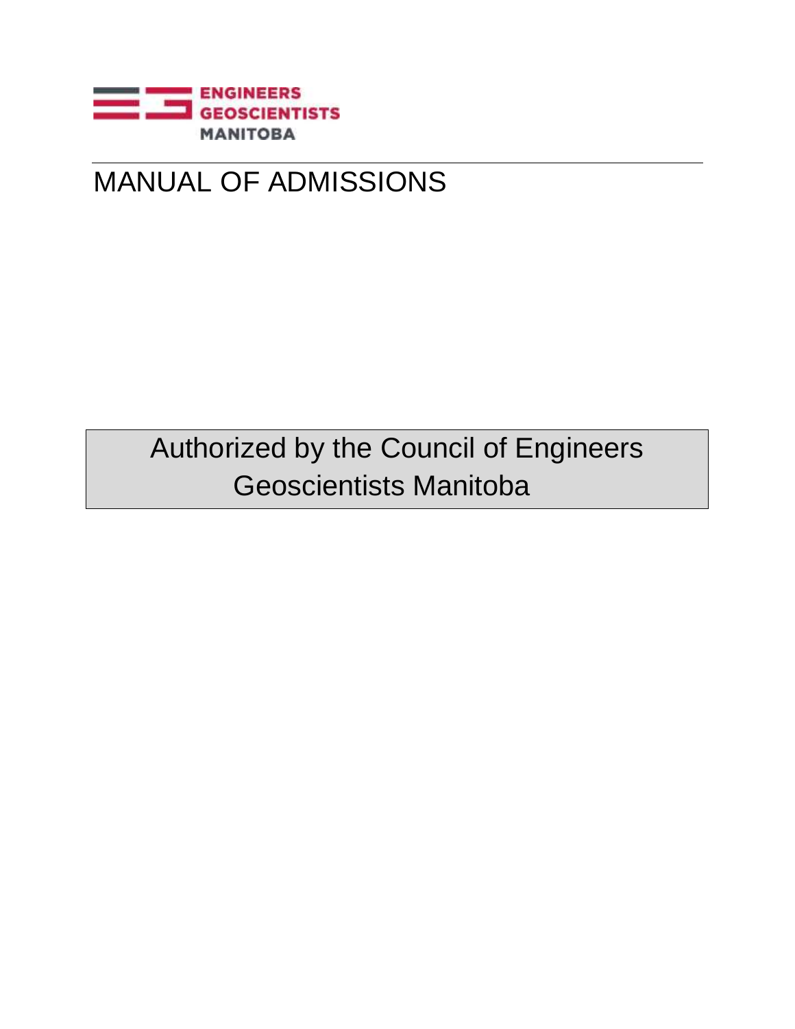ENGINEERS
GEOSCIENTISTS
MANITOBA

# MANUAL OF ADMISSIONS

Authorized by the Council of Engineers Geoscientists Manitoba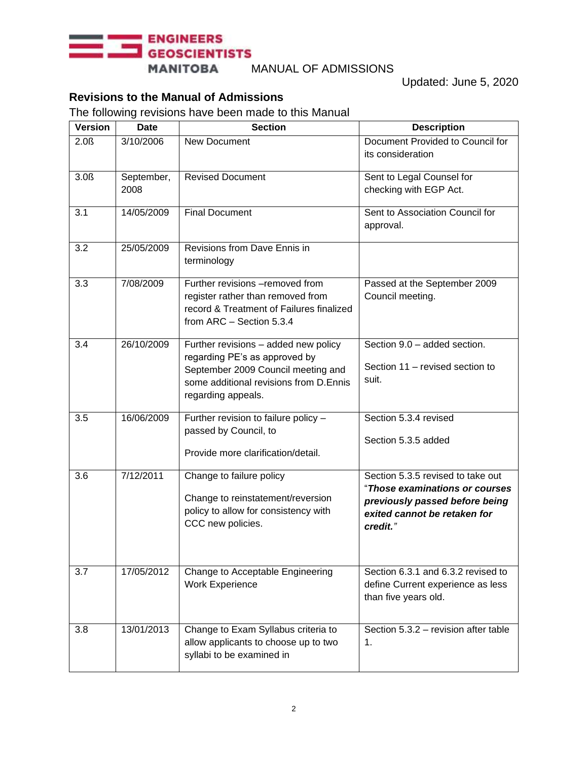## Revisions to the Manual of Admissions

The following revisions have been made to this Manual

| Version | Date | Section | Description |
|---|---|---|---|
| 2.0ß | 3/10/2006 | New Document | Document Provided to Council for its consideration |
| 3.0ß | September, 2008 | Revised Document | Sent to Legal Counsel for checking with EGP Act. |
| 3.1 | 14/05/2009 | Final Document | Sent to Association Council for approval. |
| 3.2 | 25/05/2009 | Revisions from Dave Ennis in terminology | |
| 3.3 | 7/08/2009 | Further revisions –removed from register rather than removed from record & Treatment of Failures finalized from ARC – Section 5.3.4 | Passed at the September 2009 Council meeting. |
| 3.4 | 26/10/2009 | Further revisions – added new policy regarding PE's as approved by September 2009 Council meeting and some additional revisions from D.Ennis regarding appeals. | Section 9.0 – added section.<br><br>Section 11 – revised section to suit. |
| 3.5 | 16/06/2009 | Further revision to failure policy – passed by Council, to<br><br>Provide more clarification/detail. | Section 5.3.4 revised<br><br>Section 5.3.5 added |
| 3.6 | 7/12/2011 | Change to failure policy<br><br>Change to reinstatement/reversion policy to allow for consistency with CCC new policies. | Section 5.3.5 revised to take out "***Those examinations or courses previously passed before being exited cannot be retaken for credit.***" |
| 3.7 | 17/05/2012 | Change to Acceptable Engineering Work Experience | Section 6.3.1 and 6.3.2 revised to define Current experience as less than five years old. |
| 3.8 | 13/01/2013 | Change to Exam Syllabus criteria to allow applicants to choose up to two syllabi to be examined in | Section 5.3.2 – revision after table 1. |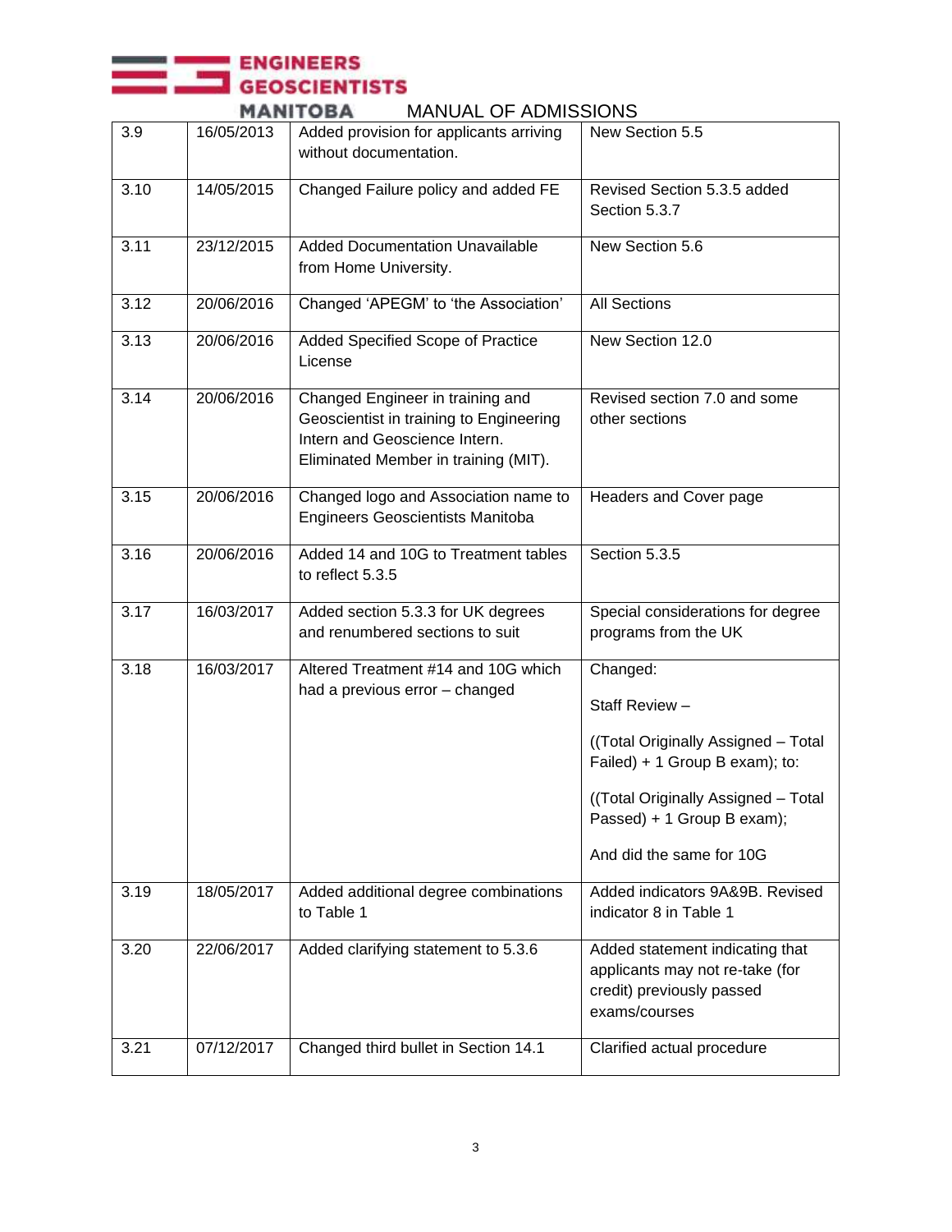| 3.9 | 16/05/2013 | Added provision for applicants arriving without documentation. | New Section 5.5 |
|---|---|---|---|
| 3.10 | 14/05/2015 | Changed Failure policy and added FE | Revised Section 5.3.5 added Section 5.3.7 |
| 3.11 | 23/12/2015 | Added Documentation Unavailable from Home University. | New Section 5.6 |
| 3.12 | 20/06/2016 | Changed 'APEGM' to 'the Association' | All Sections |
| 3.13 | 20/06/2016 | Added Specified Scope of Practice License | New Section 12.0 |
| 3.14 | 20/06/2016 | Changed Engineer in training and Geoscientist in training to Engineering Intern and Geoscience Intern. Eliminated Member in training (MIT). | Revised section 7.0 and some other sections |
| 3.15 | 20/06/2016 | Changed logo and Association name to Engineers Geoscientists Manitoba | Headers and Cover page |
| 3.16 | 20/06/2016 | Added 14 and 10G to Treatment tables to reflect 5.3.5 | Section 5.3.5 |
| 3.17 | 16/03/2017 | Added section 5.3.3 for UK degrees and renumbered sections to suit | Special considerations for degree programs from the UK |
| 3.18 | 16/03/2017 | Altered Treatment #14 and 10G which had a previous error – changed | Changed:<br><br>Staff Review –<br><br>((Total Originally Assigned – Total Failed) + 1 Group B exam); to:<br><br>((Total Originally Assigned – Total Passed) + 1 Group B exam);<br><br>And did the same for 10G |
| 3.19 | 18/05/2017 | Added additional degree combinations to Table 1 | Added indicators 9A&9B. Revised indicator 8 in Table 1 |
| 3.20 | 22/06/2017 | Added clarifying statement to 5.3.6 | Added statement indicating that applicants may not re-take (for credit) previously passed exams/courses |
| 3.21 | 07/12/2017 | Changed third bullet in Section 14.1 | Clarified actual procedure |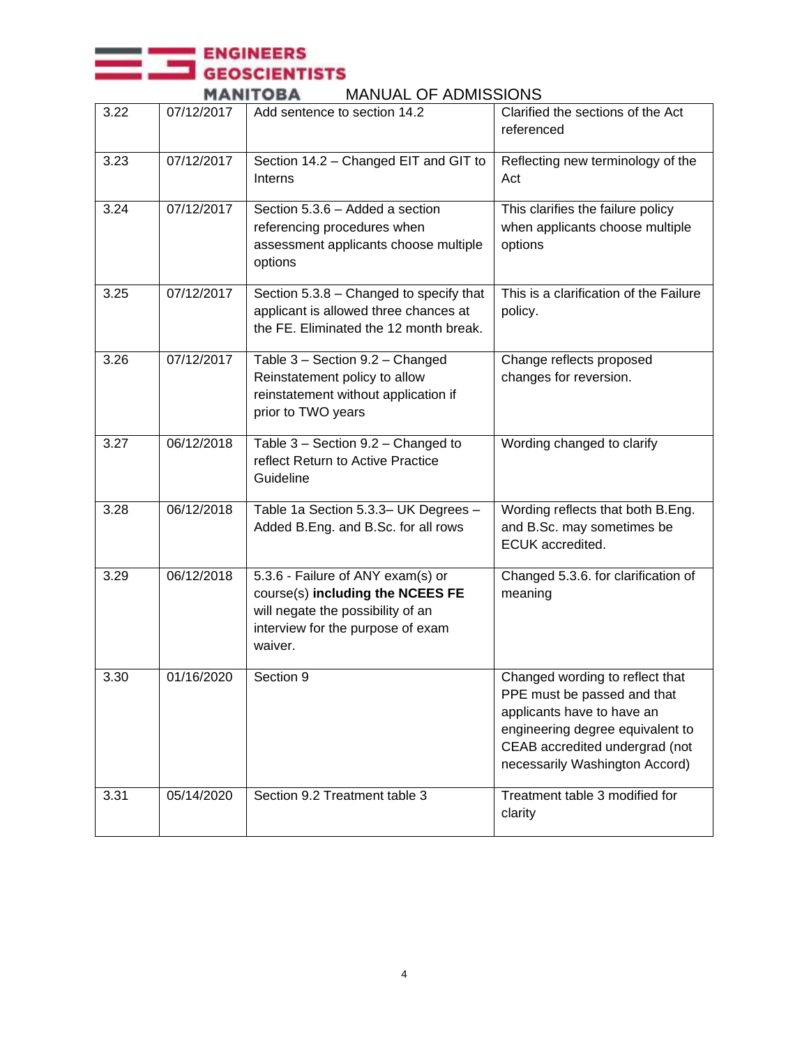| 3.22 | 07/12/2017 | Add sentence to section 14.2 | Clarified the sections of the Act referenced |
|---|---|---|---|
| 3.23 | 07/12/2017 | Section 14.2 – Changed EIT and GIT to Interns | Reflecting new terminology of the Act |
| 3.24 | 07/12/2017 | Section 5.3.6 – Added a section referencing procedures when assessment applicants choose multiple options | This clarifies the failure policy when applicants choose multiple options |
| 3.25 | 07/12/2017 | Section 5.3.8 – Changed to specify that applicant is allowed three chances at the FE. Eliminated the 12 month break. | This is a clarification of the Failure policy. |
| 3.26 | 07/12/2017 | Table 3 – Section 9.2 – Changed Reinstatement policy to allow reinstatement without application if prior to TWO years | Change reflects proposed changes for reversion. |
| 3.27 | 06/12/2018 | Table 3 – Section 9.2 – Changed to reflect Return to Active Practice Guideline | Wording changed to clarify |
| 3.28 | 06/12/2018 | Table 1a Section 5.3.3– UK Degrees – Added B.Eng. and B.Sc. for all rows | Wording reflects that both B.Eng. and B.Sc. may sometimes be ECUK accredited. |
| 3.29 | 06/12/2018 | 5.3.6 - Failure of ANY exam(s) or course(s) **including the NCEES FE** will negate the possibility of an interview for the purpose of exam waiver. | Changed 5.3.6. for clarification of meaning |
| 3.30 | 01/16/2020 | Section 9 | Changed wording to reflect that PPE must be passed and that applicants have to have an engineering degree equivalent to CEAB accredited undergrad (not necessarily Washington Accord) |
| 3.31 | 05/14/2020 | Section 9.2 Treatment table 3 | Treatment table 3 modified for clarity |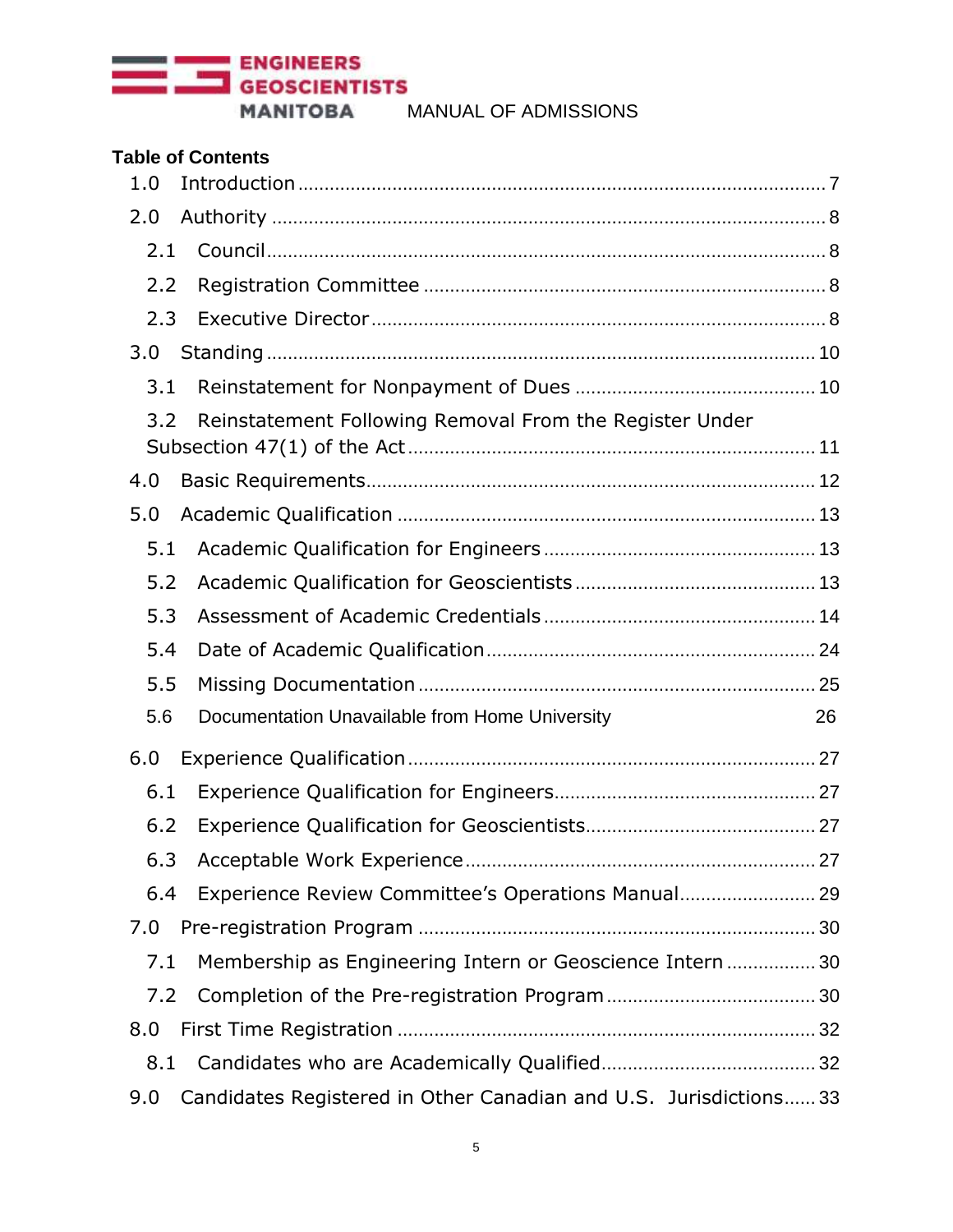## Table of Contents

- 1.0 Introduction ... 7
- 2.0 Authority ... 8
  - 2.1 Council ... 8
  - 2.2 Registration Committee ... 8
  - 2.3 Executive Director ... 8
- 3.0 Standing ... 10
  - 3.1 Reinstatement for Nonpayment of Dues ... 10
  - 3.2 Reinstatement Following Removal From the Register Under Subsection 47(1) of the Act ... 11
- 4.0 Basic Requirements ... 12
- 5.0 Academic Qualification ... 13
  - 5.1 Academic Qualification for Engineers ... 13
  - 5.2 Academic Qualification for Geoscientists ... 13
  - 5.3 Assessment of Academic Credentials ... 14
  - 5.4 Date of Academic Qualification ... 24
  - 5.5 Missing Documentation ... 25
  - 5.6 Documentation Unavailable from Home University ... 26
- 6.0 Experience Qualification ... 27
  - 6.1 Experience Qualification for Engineers ... 27
  - 6.2 Experience Qualification for Geoscientists ... 27
  - 6.3 Acceptable Work Experience ... 27
  - 6.4 Experience Review Committee's Operations Manual ... 29
- 7.0 Pre-registration Program ... 30
  - 7.1 Membership as Engineering Intern or Geoscience Intern ... 30
  - 7.2 Completion of the Pre-registration Program ... 30
- 8.0 First Time Registration ... 32
  - 8.1 Candidates who are Academically Qualified ... 32
- 9.0 Candidates Registered in Other Canadian and U.S. Jurisdictions ... 33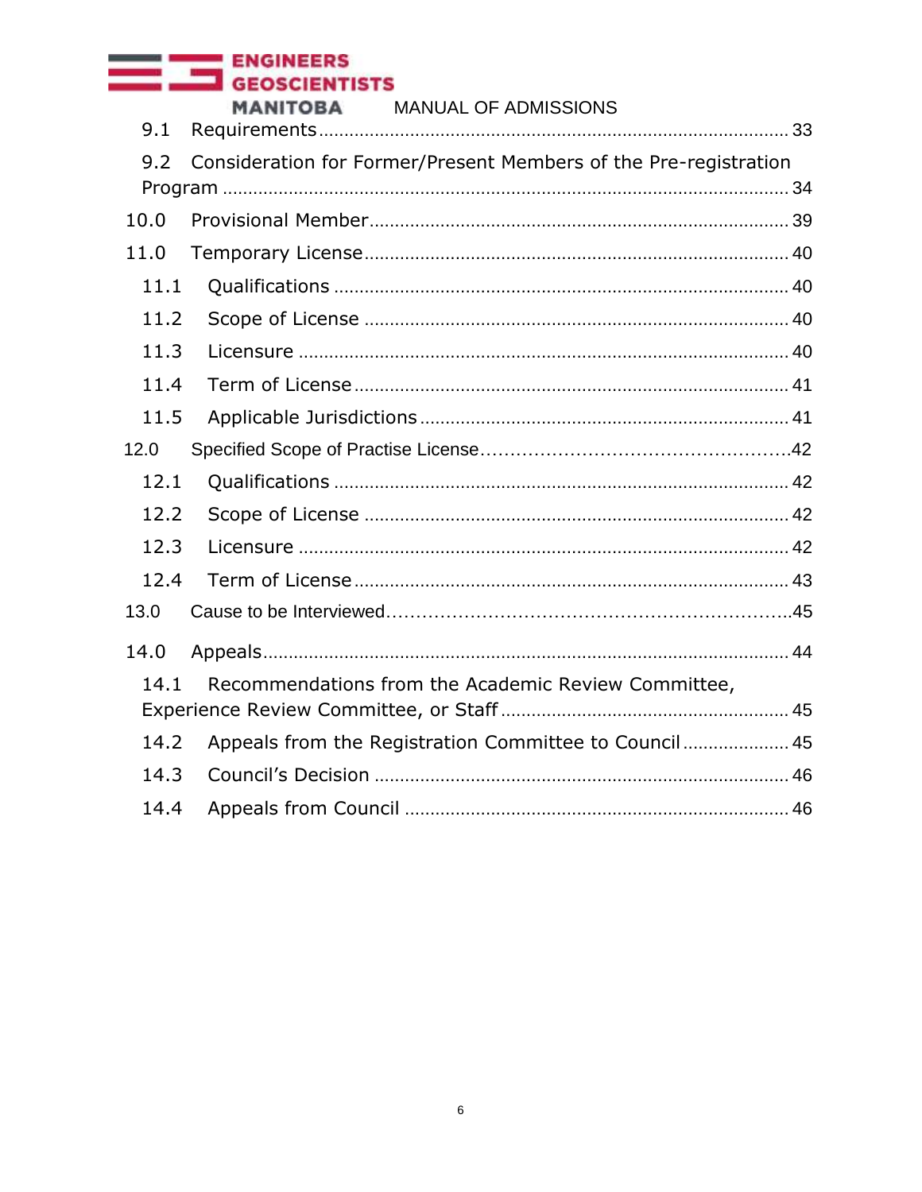9.1 Requirements ........................................................................................ 33

9.2 Consideration for Former/Present Members of the Pre-registration Program ........................................................................................................ 34

10.0 Provisional Member ............................................................................ 39

11.0 Temporary License ............................................................................. 40

11.1 Qualifications ..................................................................................... 40

11.2 Scope of License ............................................................................... 40

11.3 Licensure ............................................................................................ 40

11.4 Term of License .................................................................................. 41

11.5 Applicable Jurisdictions ..................................................................... 41

12.0 Specified Scope of Practise License ................................................... 42

12.1 Qualifications ..................................................................................... 42

12.2 Scope of License ............................................................................... 42

12.3 Licensure ............................................................................................ 42

12.4 Term of License .................................................................................. 43

13.0 Cause to be Interviewed ...................................................................... 45

14.0 Appeals ................................................................................................ 44

14.1 Recommendations from the Academic Review Committee, Experience Review Committee, or Staff ................................................... 45

14.2 Appeals from the Registration Committee to Council ......................... 45

14.3 Council's Decision .............................................................................. 46

14.4 Appeals from Council ......................................................................... 46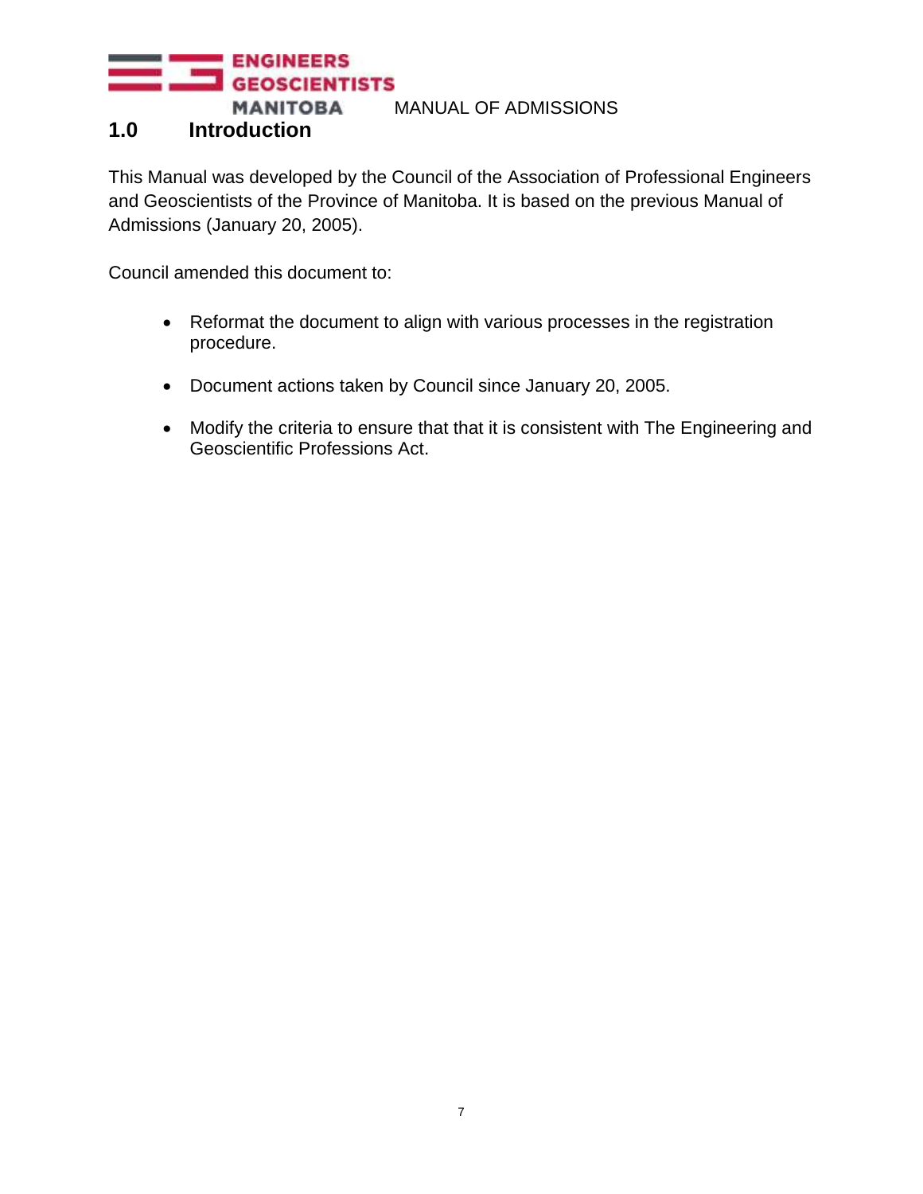## 1.0 Introduction

This Manual was developed by the Council of the Association of Professional Engineers and Geoscientists of the Province of Manitoba. It is based on the previous Manual of Admissions (January 20, 2005).

Council amended this document to:

- Reformat the document to align with various processes in the registration procedure.
- Document actions taken by Council since January 20, 2005.
- Modify the criteria to ensure that that it is consistent with The Engineering and Geoscientific Professions Act.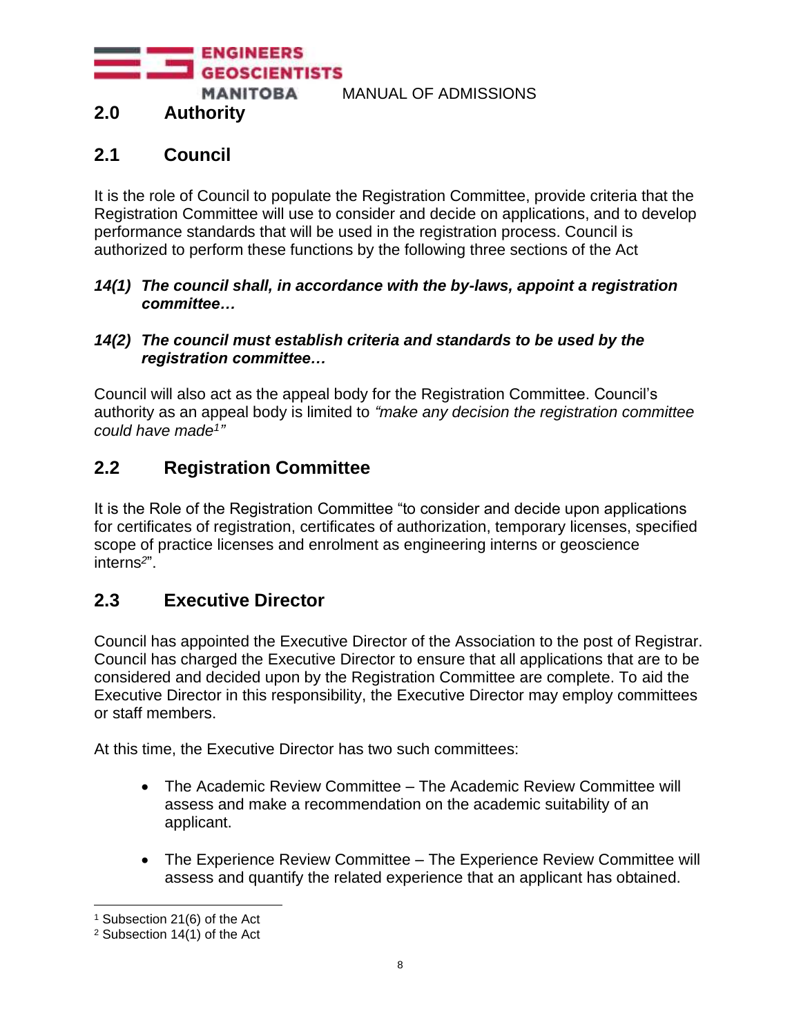## 2.0 Authority

## 2.1 Council

It is the role of Council to populate the Registration Committee, provide criteria that the Registration Committee will use to consider and decide on applications, and to develop performance standards that will be used in the registration process. Council is authorized to perform these functions by the following three sections of the Act

***14(1) The council shall, in accordance with the by-laws, appoint a registration committee…***

***14(2) The council must establish criteria and standards to be used by the registration committee…***

Council will also act as the appeal body for the Registration Committee. Council's authority as an appeal body is limited to *"make any decision the registration committee could have made*[1]*"*

## 2.2 Registration Committee

It is the Role of the Registration Committee "to consider and decide upon applications for certificates of registration, certificates of authorization, temporary licenses, specified scope of practice licenses and enrolment as engineering interns or geoscience interns[2]".

## 2.3 Executive Director

Council has appointed the Executive Director of the Association to the post of Registrar. Council has charged the Executive Director to ensure that all applications that are to be considered and decided upon by the Registration Committee are complete. To aid the Executive Director in this responsibility, the Executive Director may employ committees or staff members.

At this time, the Executive Director has two such committees:

- The Academic Review Committee – The Academic Review Committee will assess and make a recommendation on the academic suitability of an applicant.
- The Experience Review Committee – The Experience Review Committee will assess and quantify the related experience that an applicant has obtained.

---

[1] Subsection 21(6) of the Act

[2] Subsection 14(1) of the Act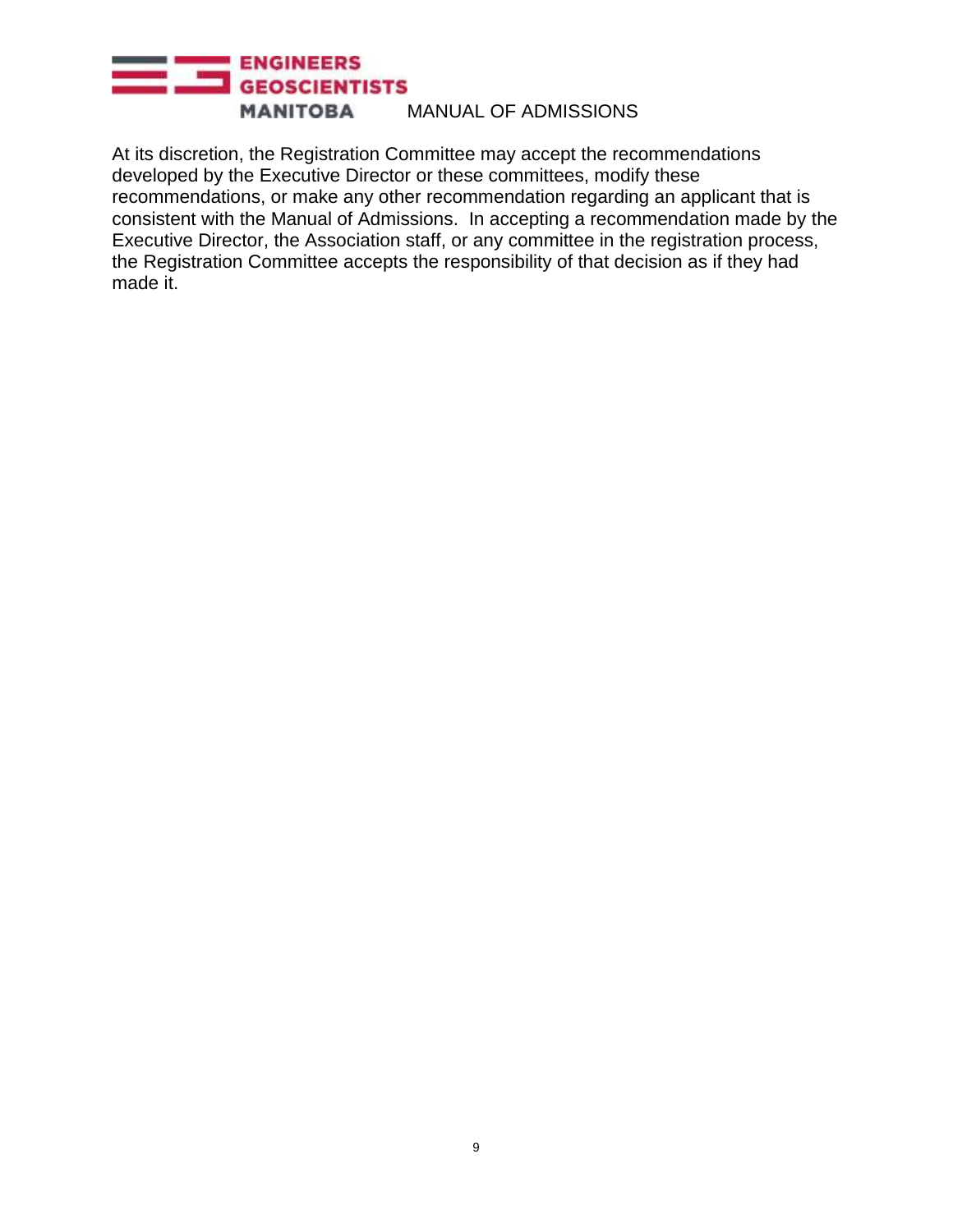At its discretion, the Registration Committee may accept the recommendations developed by the Executive Director or these committees, modify these recommendations, or make any other recommendation regarding an applicant that is consistent with the Manual of Admissions. In accepting a recommendation made by the Executive Director, the Association staff, or any committee in the registration process, the Registration Committee accepts the responsibility of that decision as if they had made it.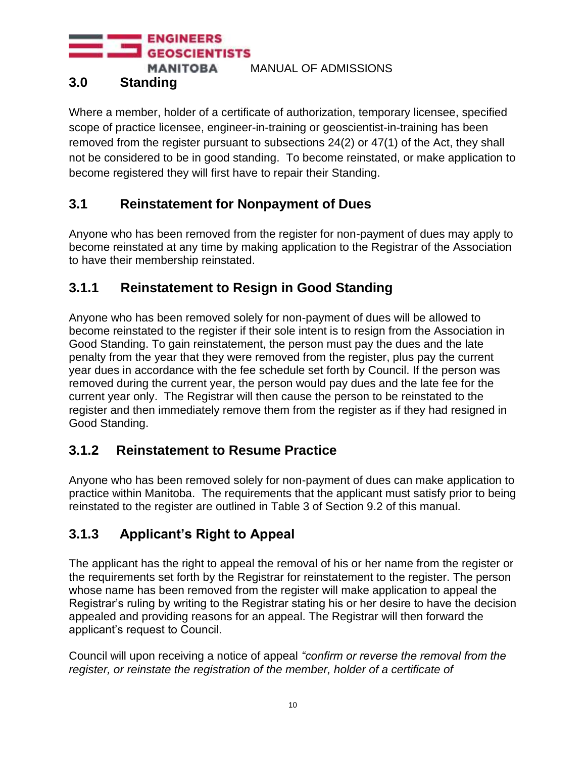## 3.0 Standing

Where a member, holder of a certificate of authorization, temporary licensee, specified scope of practice licensee, engineer-in-training or geoscientist-in-training has been removed from the register pursuant to subsections 24(2) or 47(1) of the Act, they shall not be considered to be in good standing. To become reinstated, or make application to become registered they will first have to repair their Standing.

## 3.1 Reinstatement for Nonpayment of Dues

Anyone who has been removed from the register for non-payment of dues may apply to become reinstated at any time by making application to the Registrar of the Association to have their membership reinstated.

### 3.1.1 Reinstatement to Resign in Good Standing

Anyone who has been removed solely for non-payment of dues will be allowed to become reinstated to the register if their sole intent is to resign from the Association in Good Standing. To gain reinstatement, the person must pay the dues and the late penalty from the year that they were removed from the register, plus pay the current year dues in accordance with the fee schedule set forth by Council. If the person was removed during the current year, the person would pay dues and the late fee for the current year only. The Registrar will then cause the person to be reinstated to the register and then immediately remove them from the register as if they had resigned in Good Standing.

### 3.1.2 Reinstatement to Resume Practice

Anyone who has been removed solely for non-payment of dues can make application to practice within Manitoba. The requirements that the applicant must satisfy prior to being reinstated to the register are outlined in Table 3 of Section 9.2 of this manual.

### 3.1.3 Applicant's Right to Appeal

The applicant has the right to appeal the removal of his or her name from the register or the requirements set forth by the Registrar for reinstatement to the register. The person whose name has been removed from the register will make application to appeal the Registrar's ruling by writing to the Registrar stating his or her desire to have the decision appealed and providing reasons for an appeal. The Registrar will then forward the applicant's request to Council.

Council will upon receiving a notice of appeal *"confirm or reverse the removal from the register, or reinstate the registration of the member, holder of a certificate of*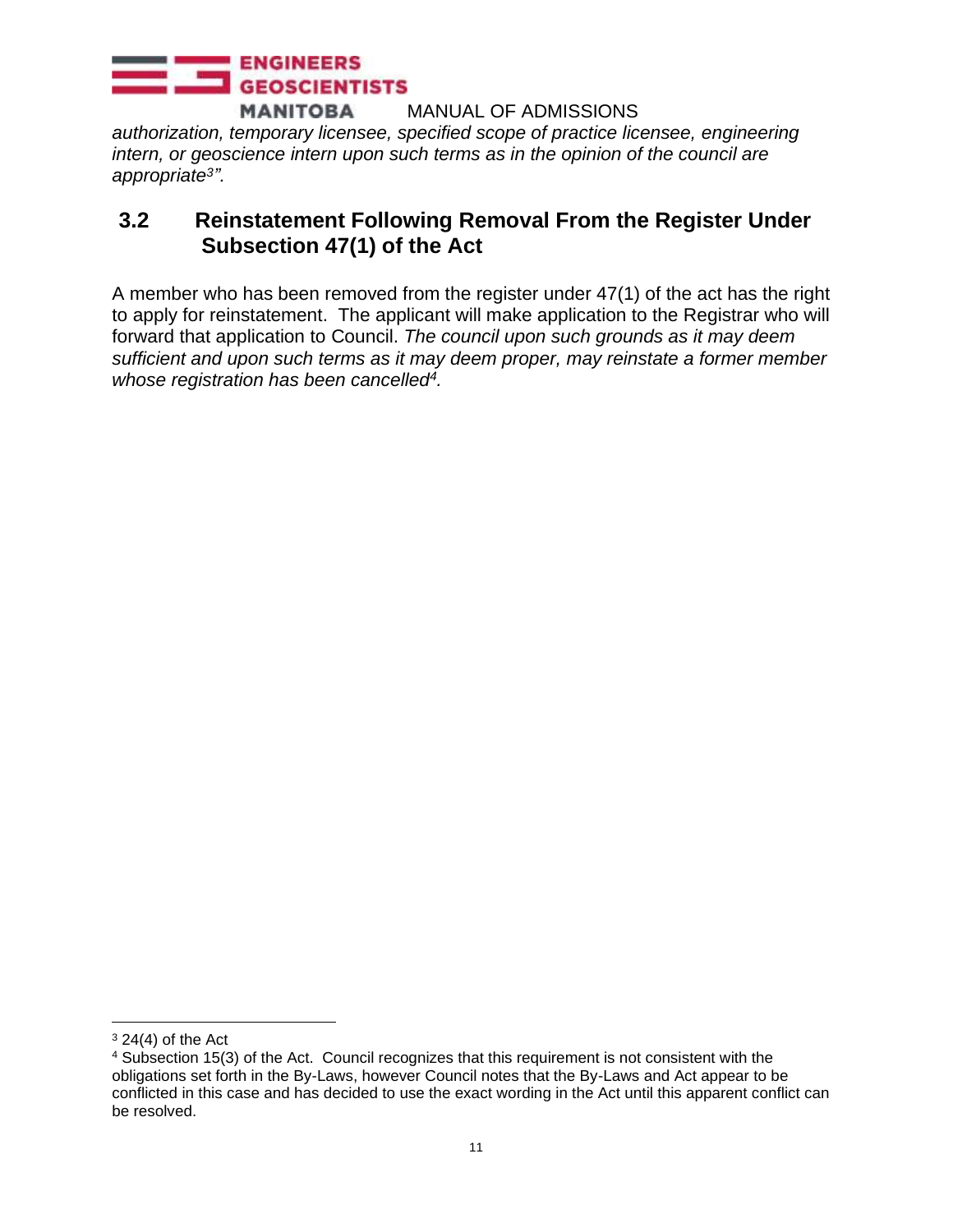*authorization, temporary licensee, specified scope of practice licensee, engineering intern, or geoscience intern upon such terms as in the opinion of the council are appropriate[3]".*

## 3.2 Reinstatement Following Removal From the Register Under Subsection 47(1) of the Act

A member who has been removed from the register under 47(1) of the act has the right to apply for reinstatement. The applicant will make application to the Registrar who will forward that application to Council. *The council upon such grounds as it may deem sufficient and upon such terms as it may deem proper, may reinstate a former member whose registration has been cancelled[4].*

---

[3] 24(4) of the Act

[4] Subsection 15(3) of the Act. Council recognizes that this requirement is not consistent with the obligations set forth in the By-Laws, however Council notes that the By-Laws and Act appear to be conflicted in this case and has decided to use the exact wording in the Act until this apparent conflict can be resolved.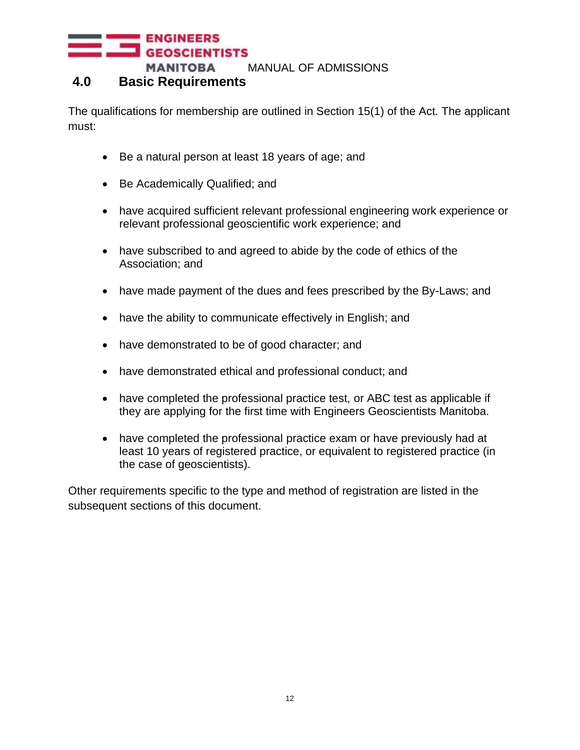## 4.0 Basic Requirements

The qualifications for membership are outlined in Section 15(1) of the Act. The applicant must:

- Be a natural person at least 18 years of age; and
- Be Academically Qualified; and
- have acquired sufficient relevant professional engineering work experience or relevant professional geoscientific work experience; and
- have subscribed to and agreed to abide by the code of ethics of the Association; and
- have made payment of the dues and fees prescribed by the By-Laws; and
- have the ability to communicate effectively in English; and
- have demonstrated to be of good character; and
- have demonstrated ethical and professional conduct; and
- have completed the professional practice test, or ABC test as applicable if they are applying for the first time with Engineers Geoscientists Manitoba.
- have completed the professional practice exam or have previously had at least 10 years of registered practice, or equivalent to registered practice (in the case of geoscientists).

Other requirements specific to the type and method of registration are listed in the subsequent sections of this document.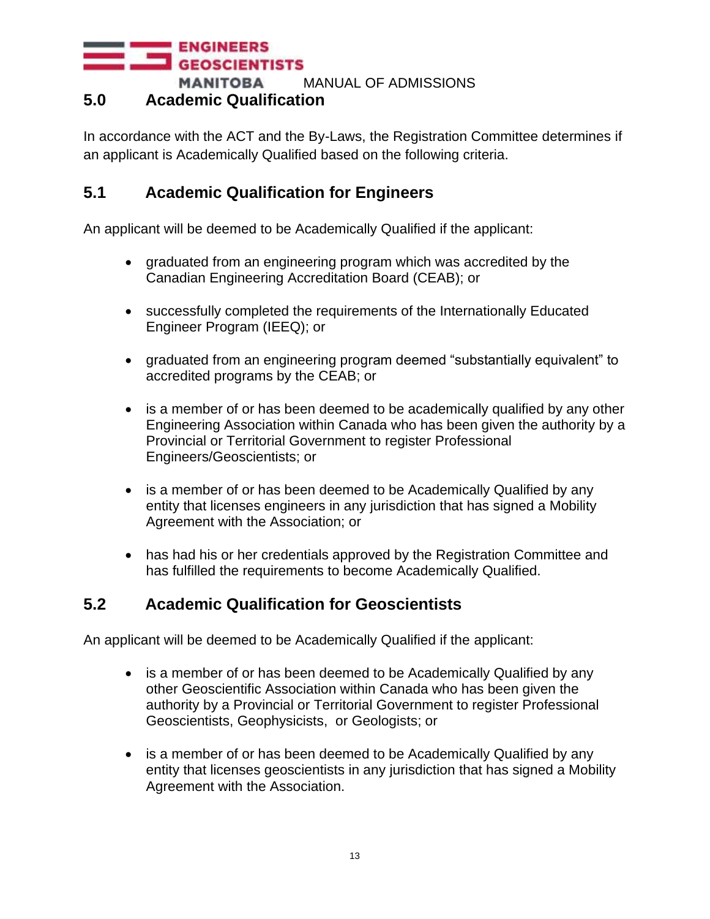## 5.0 Academic Qualification

In accordance with the ACT and the By-Laws, the Registration Committee determines if an applicant is Academically Qualified based on the following criteria.

### 5.1 Academic Qualification for Engineers

An applicant will be deemed to be Academically Qualified if the applicant:

- graduated from an engineering program which was accredited by the Canadian Engineering Accreditation Board (CEAB); or
- successfully completed the requirements of the Internationally Educated Engineer Program (IEEQ); or
- graduated from an engineering program deemed "substantially equivalent" to accredited programs by the CEAB; or
- is a member of or has been deemed to be academically qualified by any other Engineering Association within Canada who has been given the authority by a Provincial or Territorial Government to register Professional Engineers/Geoscientists; or
- is a member of or has been deemed to be Academically Qualified by any entity that licenses engineers in any jurisdiction that has signed a Mobility Agreement with the Association; or
- has had his or her credentials approved by the Registration Committee and has fulfilled the requirements to become Academically Qualified.

### 5.2 Academic Qualification for Geoscientists

An applicant will be deemed to be Academically Qualified if the applicant:

- is a member of or has been deemed to be Academically Qualified by any other Geoscientific Association within Canada who has been given the authority by a Provincial or Territorial Government to register Professional Geoscientists, Geophysicists, or Geologists; or
- is a member of or has been deemed to be Academically Qualified by any entity that licenses geoscientists in any jurisdiction that has signed a Mobility Agreement with the Association.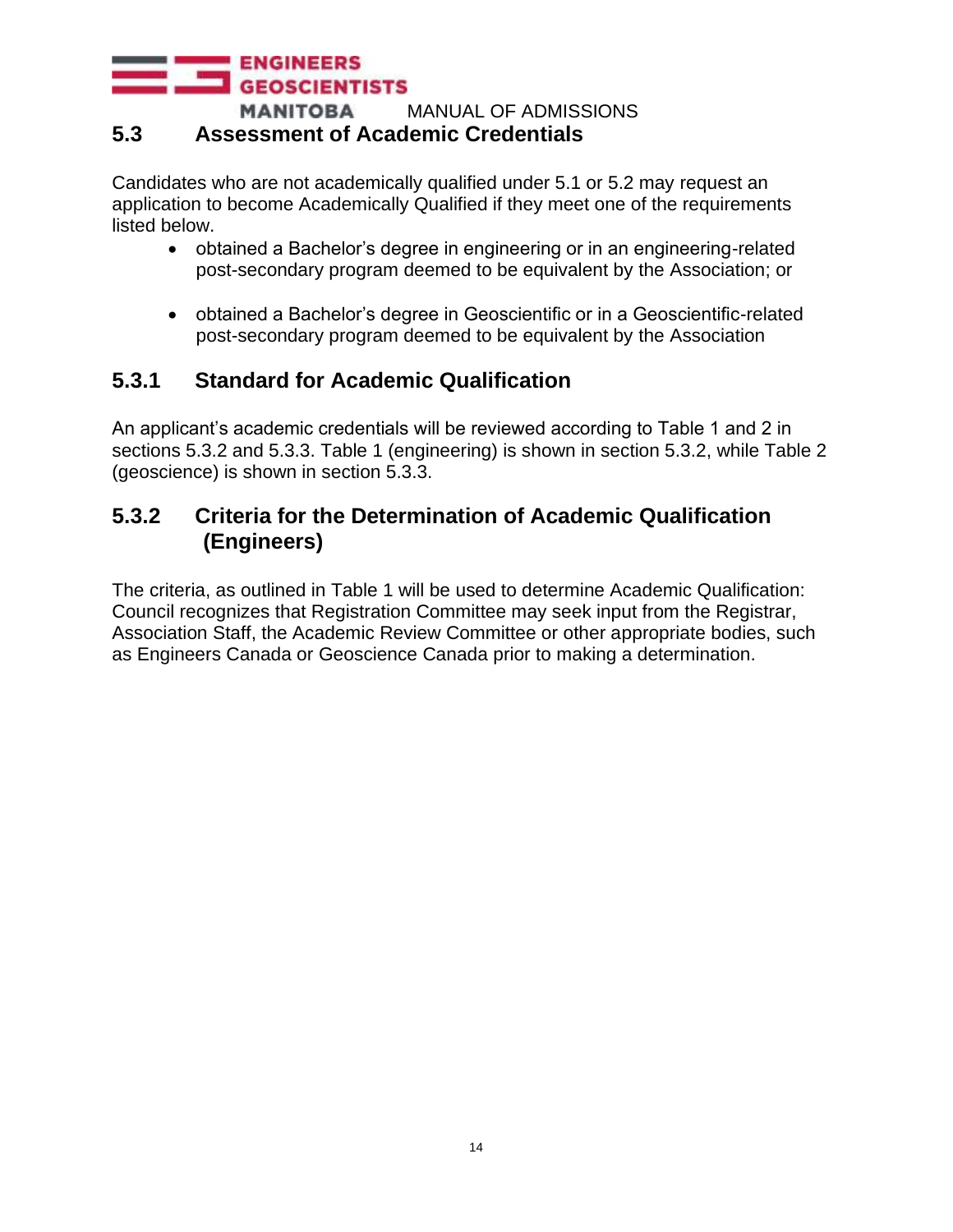## 5.3 Assessment of Academic Credentials

Candidates who are not academically qualified under 5.1 or 5.2 may request an application to become Academically Qualified if they meet one of the requirements listed below.

- obtained a Bachelor's degree in engineering or in an engineering-related post-secondary program deemed to be equivalent by the Association; or
- obtained a Bachelor's degree in Geoscientific or in a Geoscientific-related post-secondary program deemed to be equivalent by the Association

### 5.3.1 Standard for Academic Qualification

An applicant's academic credentials will be reviewed according to Table 1 and 2 in sections 5.3.2 and 5.3.3. Table 1 (engineering) is shown in section 5.3.2, while Table 2 (geoscience) is shown in section 5.3.3.

### 5.3.2 Criteria for the Determination of Academic Qualification (Engineers)

The criteria, as outlined in Table 1 will be used to determine Academic Qualification: Council recognizes that Registration Committee may seek input from the Registrar, Association Staff, the Academic Review Committee or other appropriate bodies, such as Engineers Canada or Geoscience Canada prior to making a determination.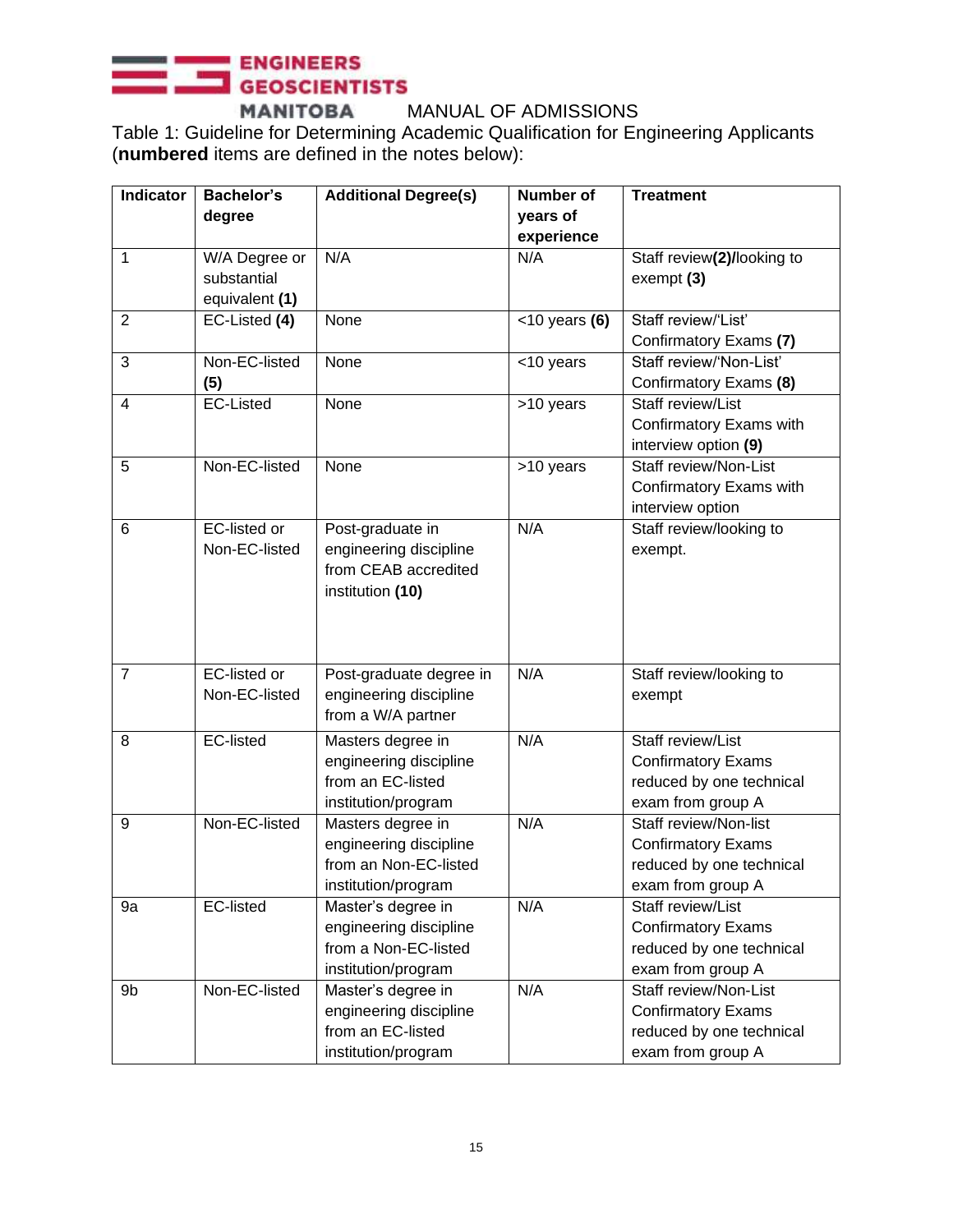ENGINEERS GEOSCIENTISTS MANITOBA MANUAL OF ADMISSIONS

Table 1: Guideline for Determining Academic Qualification for Engineering Applicants (**numbered** items are defined in the notes below):

| Indicator | Bachelor's degree | Additional Degree(s) | Number of years of experience | Treatment |
|---|---|---|---|---|
| 1 | W/A Degree or substantial equivalent **(1)** | N/A | N/A | Staff review**(2)/**looking to exempt **(3)** |
| 2 | EC-Listed **(4)** | None | <10 years **(6)** | Staff review/'List' Confirmatory Exams **(7)** |
| 3 | Non-EC-listed **(5)** | None | <10 years | Staff review/'Non-List' Confirmatory Exams **(8)** |
| 4 | EC-Listed | None | >10 years | Staff review/List Confirmatory Exams with interview option **(9)** |
| 5 | Non-EC-listed | None | >10 years | Staff review/Non-List Confirmatory Exams with interview option |
| 6 | EC-listed or Non-EC-listed | Post-graduate in engineering discipline from CEAB accredited institution **(10)** | N/A | Staff review/looking to exempt. |
| 7 | EC-listed or Non-EC-listed | Post-graduate degree in engineering discipline from a W/A partner | N/A | Staff review/looking to exempt |
| 8 | EC-listed | Masters degree in engineering discipline from an EC-listed institution/program | N/A | Staff review/List Confirmatory Exams reduced by one technical exam from group A |
| 9 | Non-EC-listed | Masters degree in engineering discipline from an Non-EC-listed institution/program | N/A | Staff review/Non-list Confirmatory Exams reduced by one technical exam from group A |
| 9a | EC-listed | Master's degree in engineering discipline from a Non-EC-listed institution/program | N/A | Staff review/List Confirmatory Exams reduced by one technical exam from group A |
| 9b | Non-EC-listed | Master's degree in engineering discipline from an EC-listed institution/program | N/A | Staff review/Non-List Confirmatory Exams reduced by one technical exam from group A |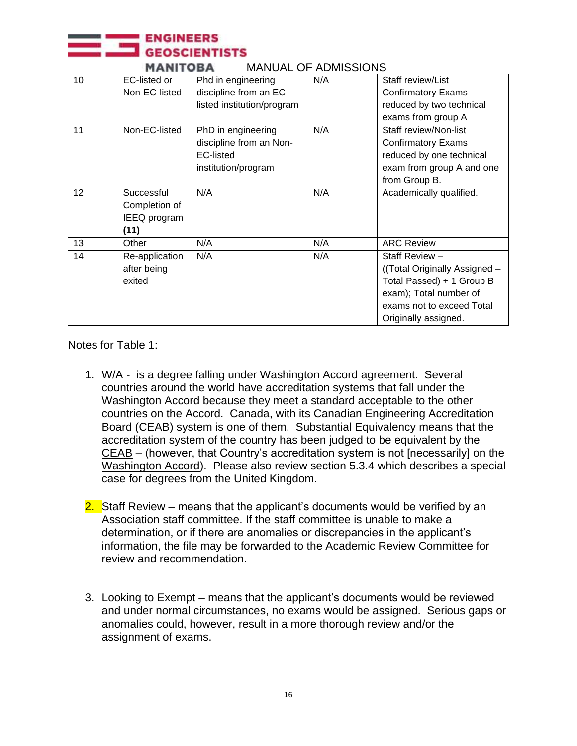| 10 | EC-listed or Non-EC-listed | Phd in engineering discipline from an EC-listed institution/program | N/A | Staff review/List Confirmatory Exams reduced by two technical exams from group A |
|---|---|---|---|---|
| 11 | Non-EC-listed | PhD in engineering discipline from an Non-EC-listed institution/program | N/A | Staff review/Non-list Confirmatory Exams reduced by one technical exam from group A and one from Group B. |
| 12 | Successful Completion of IEEQ program **(11)** | N/A | N/A | Academically qualified. |
| 13 | Other | N/A | N/A | ARC Review |
| 14 | Re-application after being exited | N/A | N/A | Staff Review – ((Total Originally Assigned – Total Passed) + 1 Group B exam); Total number of exams not to exceed Total Originally assigned. |

Notes for Table 1:

1. W/A - is a degree falling under Washington Accord agreement. Several countries around the world have accreditation systems that fall under the Washington Accord because they meet a standard acceptable to the other countries on the Accord. Canada, with its Canadian Engineering Accreditation Board (CEAB) system is one of them. Substantial Equivalency means that the accreditation system of the country has been judged to be equivalent by the CEAB – (however, that Country's accreditation system is not [necessarily] on the Washington Accord). Please also review section 5.3.4 which describes a special case for degrees from the United Kingdom.

2. Staff Review – means that the applicant's documents would be verified by an Association staff committee. If the staff committee is unable to make a determination, or if there are anomalies or discrepancies in the applicant's information, the file may be forwarded to the Academic Review Committee for review and recommendation.

3. Looking to Exempt – means that the applicant's documents would be reviewed and under normal circumstances, no exams would be assigned. Serious gaps or anomalies could, however, result in a more thorough review and/or the assignment of exams.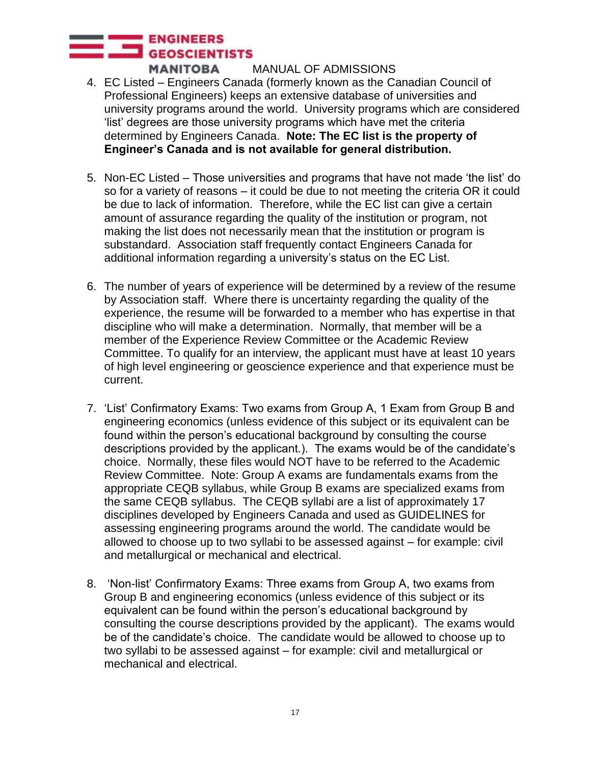4. EC Listed – Engineers Canada (formerly known as the Canadian Council of Professional Engineers) keeps an extensive database of universities and university programs around the world. University programs which are considered 'list' degrees are those university programs which have met the criteria determined by Engineers Canada. **Note: The EC list is the property of Engineer's Canada and is not available for general distribution.**

5. Non-EC Listed – Those universities and programs that have not made 'the list' do so for a variety of reasons – it could be due to not meeting the criteria OR it could be due to lack of information. Therefore, while the EC list can give a certain amount of assurance regarding the quality of the institution or program, not making the list does not necessarily mean that the institution or program is substandard. Association staff frequently contact Engineers Canada for additional information regarding a university's status on the EC List.

6. The number of years of experience will be determined by a review of the resume by Association staff. Where there is uncertainty regarding the quality of the experience, the resume will be forwarded to a member who has expertise in that discipline who will make a determination. Normally, that member will be a member of the Experience Review Committee or the Academic Review Committee. To qualify for an interview, the applicant must have at least 10 years of high level engineering or geoscience experience and that experience must be current.

7. 'List' Confirmatory Exams: Two exams from Group A, 1 Exam from Group B and engineering economics (unless evidence of this subject or its equivalent can be found within the person's educational background by consulting the course descriptions provided by the applicant.). The exams would be of the candidate's choice. Normally, these files would NOT have to be referred to the Academic Review Committee. Note: Group A exams are fundamentals exams from the appropriate CEQB syllabus, while Group B exams are specialized exams from the same CEQB syllabus. The CEQB syllabi are a list of approximately 17 disciplines developed by Engineers Canada and used as GUIDELINES for assessing engineering programs around the world. The candidate would be allowed to choose up to two syllabi to be assessed against – for example: civil and metallurgical or mechanical and electrical.

8. 'Non-list' Confirmatory Exams: Three exams from Group A, two exams from Group B and engineering economics (unless evidence of this subject or its equivalent can be found within the person's educational background by consulting the course descriptions provided by the applicant). The exams would be of the candidate's choice. The candidate would be allowed to choose up to two syllabi to be assessed against – for example: civil and metallurgical or mechanical and electrical.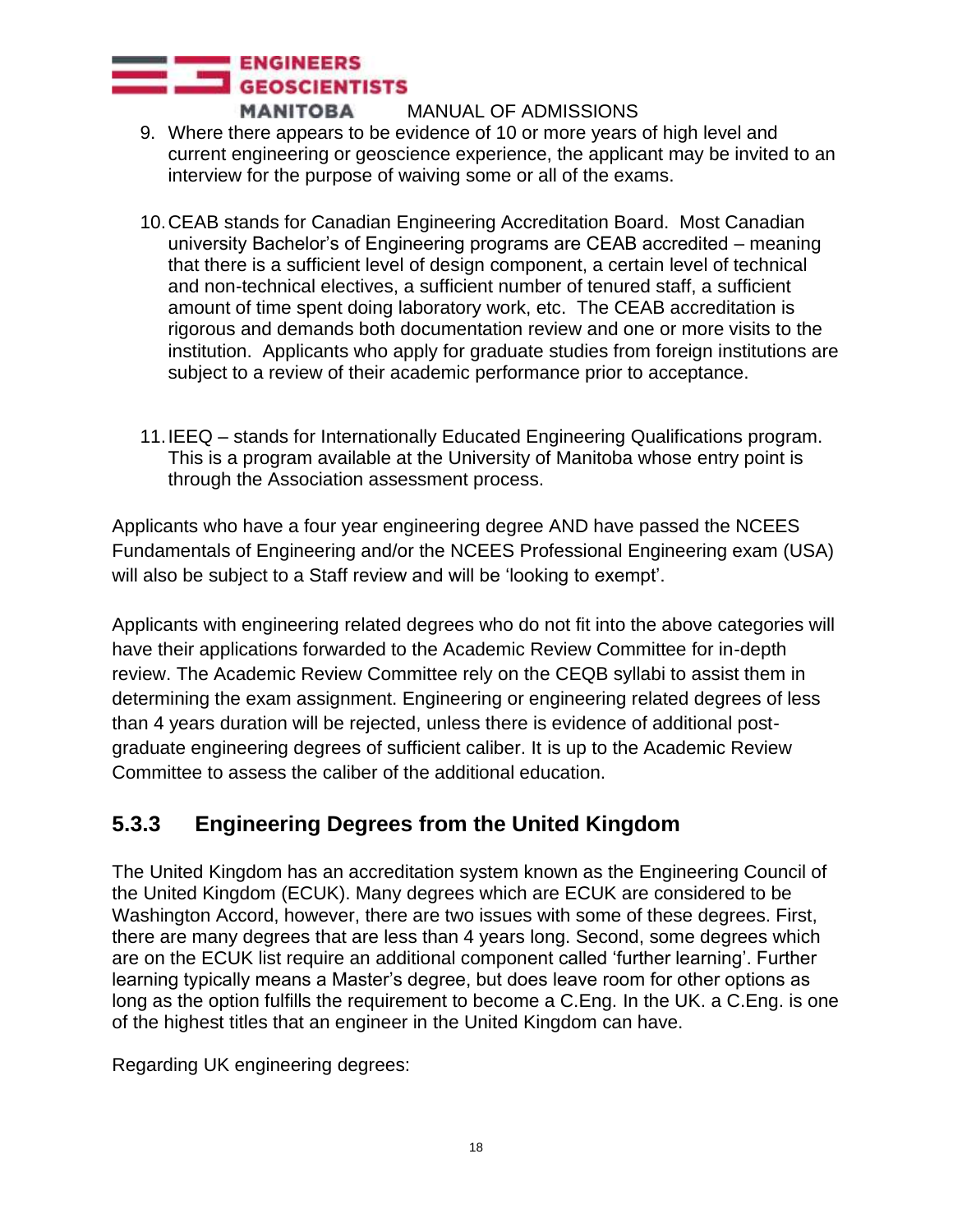9. Where there appears to be evidence of 10 or more years of high level and current engineering or geoscience experience, the applicant may be invited to an interview for the purpose of waiving some or all of the exams.

10. CEAB stands for Canadian Engineering Accreditation Board. Most Canadian university Bachelor's of Engineering programs are CEAB accredited – meaning that there is a sufficient level of design component, a certain level of technical and non-technical electives, a sufficient number of tenured staff, a sufficient amount of time spent doing laboratory work, etc. The CEAB accreditation is rigorous and demands both documentation review and one or more visits to the institution. Applicants who apply for graduate studies from foreign institutions are subject to a review of their academic performance prior to acceptance.

11. IEEQ – stands for Internationally Educated Engineering Qualifications program. This is a program available at the University of Manitoba whose entry point is through the Association assessment process.

Applicants who have a four year engineering degree AND have passed the NCEES Fundamentals of Engineering and/or the NCEES Professional Engineering exam (USA) will also be subject to a Staff review and will be 'looking to exempt'.

Applicants with engineering related degrees who do not fit into the above categories will have their applications forwarded to the Academic Review Committee for in-depth review. The Academic Review Committee rely on the CEQB syllabi to assist them in determining the exam assignment. Engineering or engineering related degrees of less than 4 years duration will be rejected, unless there is evidence of additional post-graduate engineering degrees of sufficient caliber. It is up to the Academic Review Committee to assess the caliber of the additional education.

### 5.3.3 Engineering Degrees from the United Kingdom

The United Kingdom has an accreditation system known as the Engineering Council of the United Kingdom (ECUK). Many degrees which are ECUK are considered to be Washington Accord, however, there are two issues with some of these degrees. First, there are many degrees that are less than 4 years long. Second, some degrees which are on the ECUK list require an additional component called 'further learning'. Further learning typically means a Master's degree, but does leave room for other options as long as the option fulfills the requirement to become a C.Eng. In the UK. a C.Eng. is one of the highest titles that an engineer in the United Kingdom can have.

Regarding UK engineering degrees: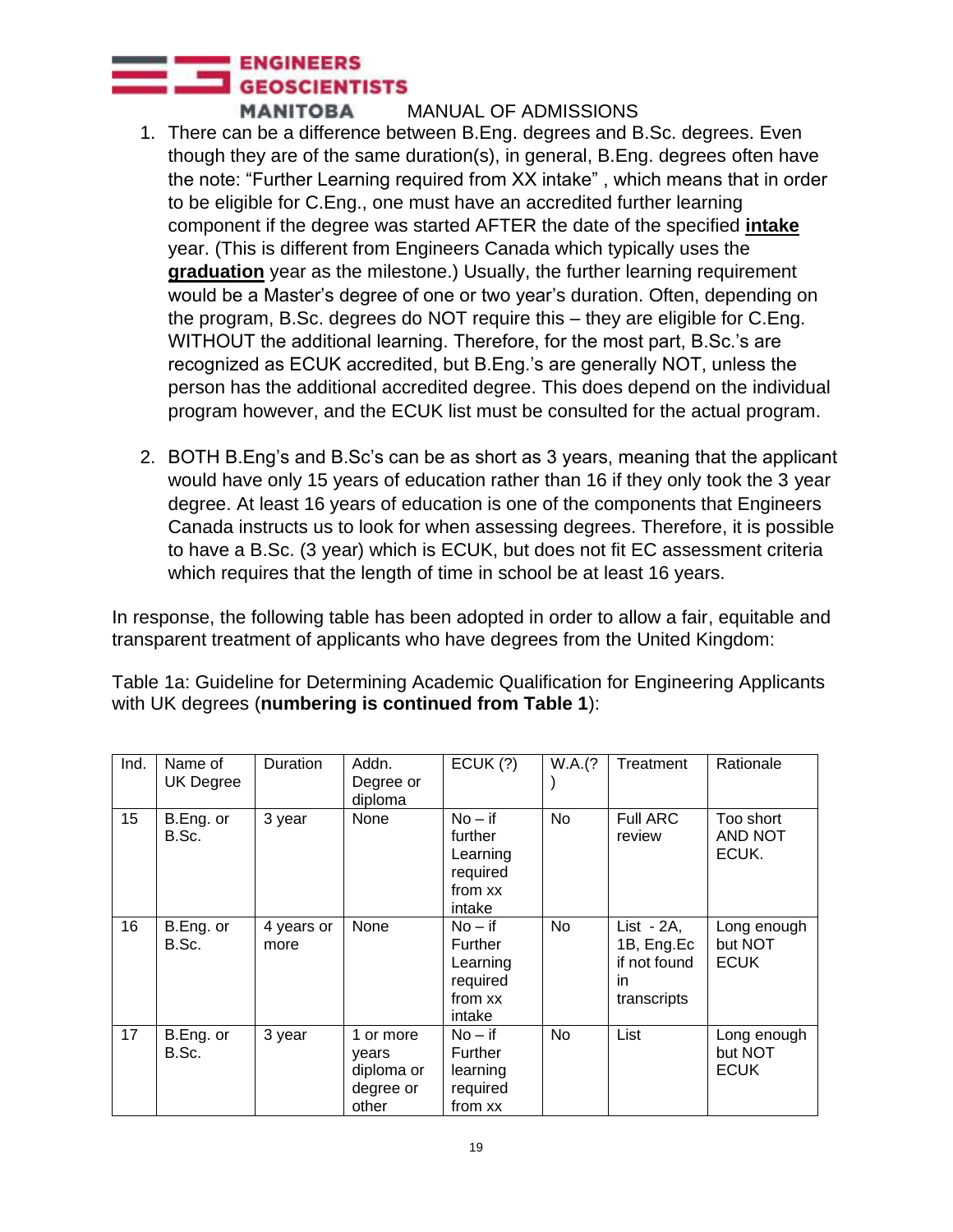1. There can be a difference between B.Eng. degrees and B.Sc. degrees. Even though they are of the same duration(s), in general, B.Eng. degrees often have the note: "Further Learning required from XX intake" , which means that in order to be eligible for C.Eng., one must have an accredited further learning component if the degree was started AFTER the date of the specified **intake** year. (This is different from Engineers Canada which typically uses the **graduation** year as the milestone.) Usually, the further learning requirement would be a Master's degree of one or two year's duration. Often, depending on the program, B.Sc. degrees do NOT require this – they are eligible for C.Eng. WITHOUT the additional learning. Therefore, for the most part, B.Sc.'s are recognized as ECUK accredited, but B.Eng.'s are generally NOT, unless the person has the additional accredited degree. This does depend on the individual program however, and the ECUK list must be consulted for the actual program.

2. BOTH B.Eng's and B.Sc's can be as short as 3 years, meaning that the applicant would have only 15 years of education rather than 16 if they only took the 3 year degree. At least 16 years of education is one of the components that Engineers Canada instructs us to look for when assessing degrees. Therefore, it is possible to have a B.Sc. (3 year) which is ECUK, but does not fit EC assessment criteria which requires that the length of time in school be at least 16 years.

In response, the following table has been adopted in order to allow a fair, equitable and transparent treatment of applicants who have degrees from the United Kingdom:

Table 1a: Guideline for Determining Academic Qualification for Engineering Applicants with UK degrees (**numbering is continued from Table 1**):

| Ind. | Name of UK Degree | Duration | Addn. Degree or diploma | ECUK (?) | W.A.(?) | Treatment | Rationale |
|---|---|---|---|---|---|---|---|
| 15 | B.Eng. or B.Sc. | 3 year | None | No – if further Learning required from xx intake | No | Full ARC review | Too short AND NOT ECUK. |
| 16 | B.Eng. or B.Sc. | 4 years or more | None | No – if Further Learning required from xx intake | No | List - 2A, 1B, Eng.Ec if not found in transcripts | Long enough but NOT ECUK |
| 17 | B.Eng. or B.Sc. | 3 year | 1 or more years diploma or degree or other | No – if Further learning required from xx | No | List | Long enough but NOT ECUK |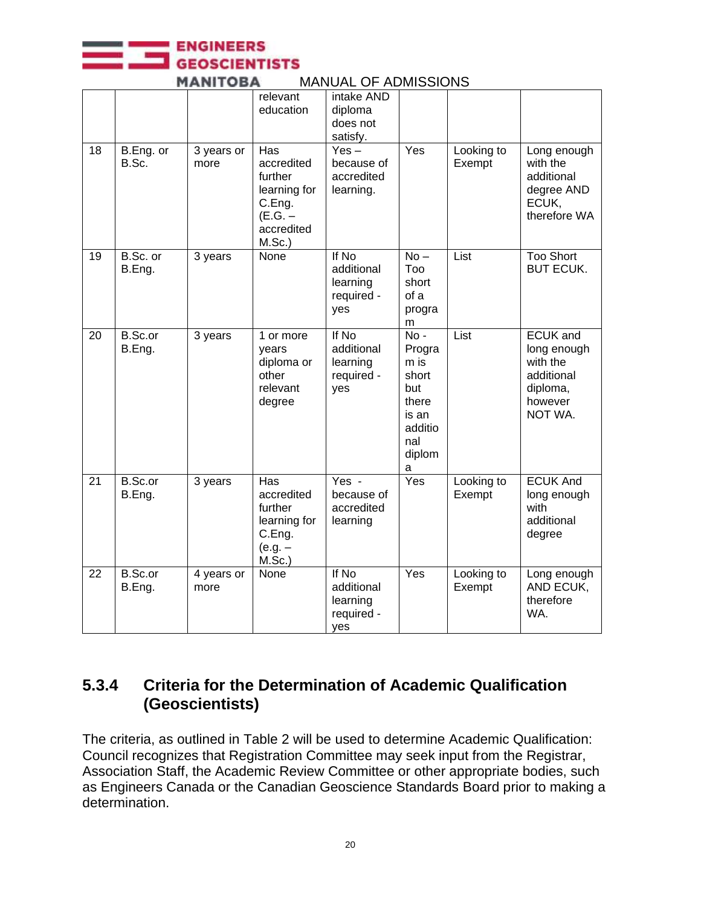| | | | relevant education | intake AND diploma does not satisfy. | | | |
|---|---|---|---|---|---|---|---|
| 18 | B.Eng. or B.Sc. | 3 years or more | Has accredited further learning for C.Eng. (E.G. – accredited M.Sc.) | Yes – because of accredited learning. | Yes | Looking to Exempt | Long enough with the additional degree AND ECUK, therefore WA |
| 19 | B.Sc. or B.Eng. | 3 years | None | If No additional learning required - yes | No – Too short of a program | List | Too Short BUT ECUK. |
| 20 | B.Sc.or B.Eng. | 3 years | 1 or more years diploma or other relevant degree | If No additional learning required - yes | No - Program is short but there is an additional diploma | List | ECUK and long enough with the additional diploma, however NOT WA. |
| 21 | B.Sc.or B.Eng. | 3 years | Has accredited further learning for C.Eng. (e.g. – M.Sc.) | Yes - because of accredited learning | Yes | Looking to Exempt | ECUK And long enough with additional degree |
| 22 | B.Sc.or B.Eng. | 4 years or more | None | If No additional learning required - yes | Yes | Looking to Exempt | Long enough AND ECUK, therefore WA. |

### 5.3.4 Criteria for the Determination of Academic Qualification (Geoscientists)

The criteria, as outlined in Table 2 will be used to determine Academic Qualification: Council recognizes that Registration Committee may seek input from the Registrar, Association Staff, the Academic Review Committee or other appropriate bodies, such as Engineers Canada or the Canadian Geoscience Standards Board prior to making a determination.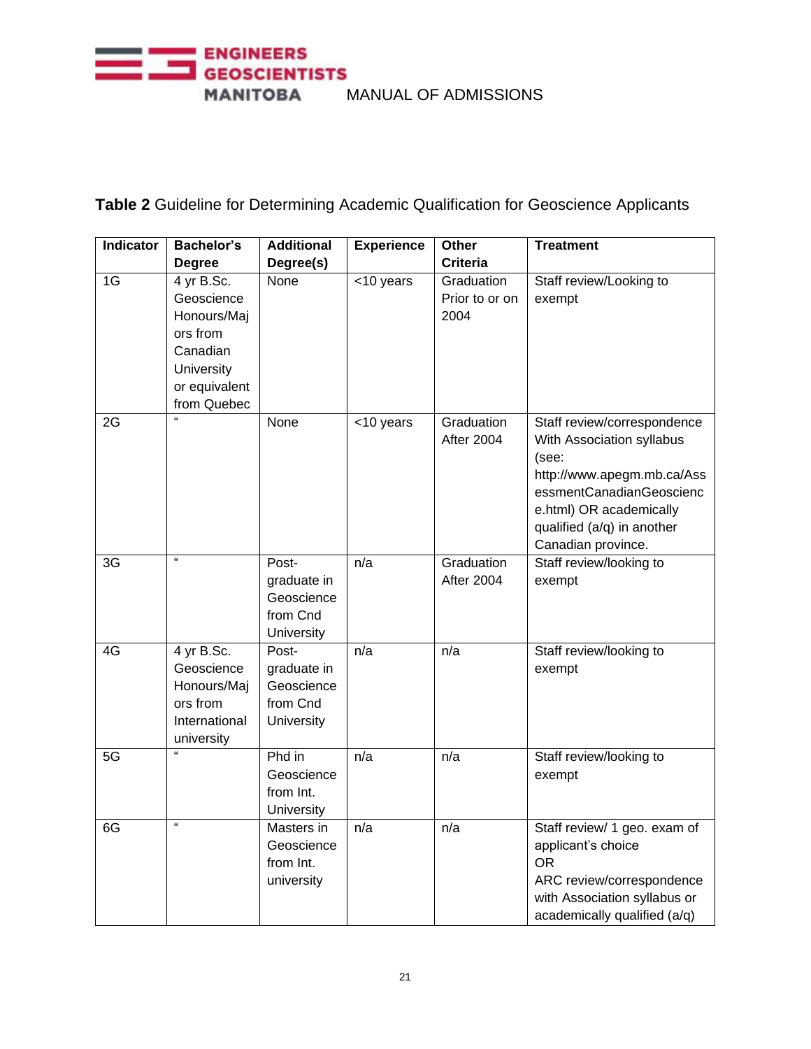**Table 2** Guideline for Determining Academic Qualification for Geoscience Applicants

| Indicator | Bachelor's Degree | Additional Degree(s) | Experience | Other Criteria | Treatment |
|---|---|---|---|---|---|
| 1G | 4 yr B.Sc. Geoscience Honours/Majors from Canadian University or equivalent from Quebec | None | <10 years | Graduation Prior to or on 2004 | Staff review/Looking to exempt |
| 2G | " | None | <10 years | Graduation After 2004 | Staff review/correspondence With Association syllabus (see: http://www.apegm.mb.ca/AssessmentCanadianGeoscience.html) OR academically qualified (a/q) in another Canadian province. |
| 3G | " | Post-graduate in Geoscience from Cnd University | n/a | Graduation After 2004 | Staff review/looking to exempt |
| 4G | 4 yr B.Sc. Geoscience Honours/Majors from International university | Post-graduate in Geoscience from Cnd University | n/a | n/a | Staff review/looking to exempt |
| 5G | " | Phd in Geoscience from Int. University | n/a | n/a | Staff review/looking to exempt |
| 6G | " | Masters in Geoscience from Int. university | n/a | n/a | Staff review/ 1 geo. exam of applicant's choice OR ARC review/correspondence with Association syllabus or academically qualified (a/q) |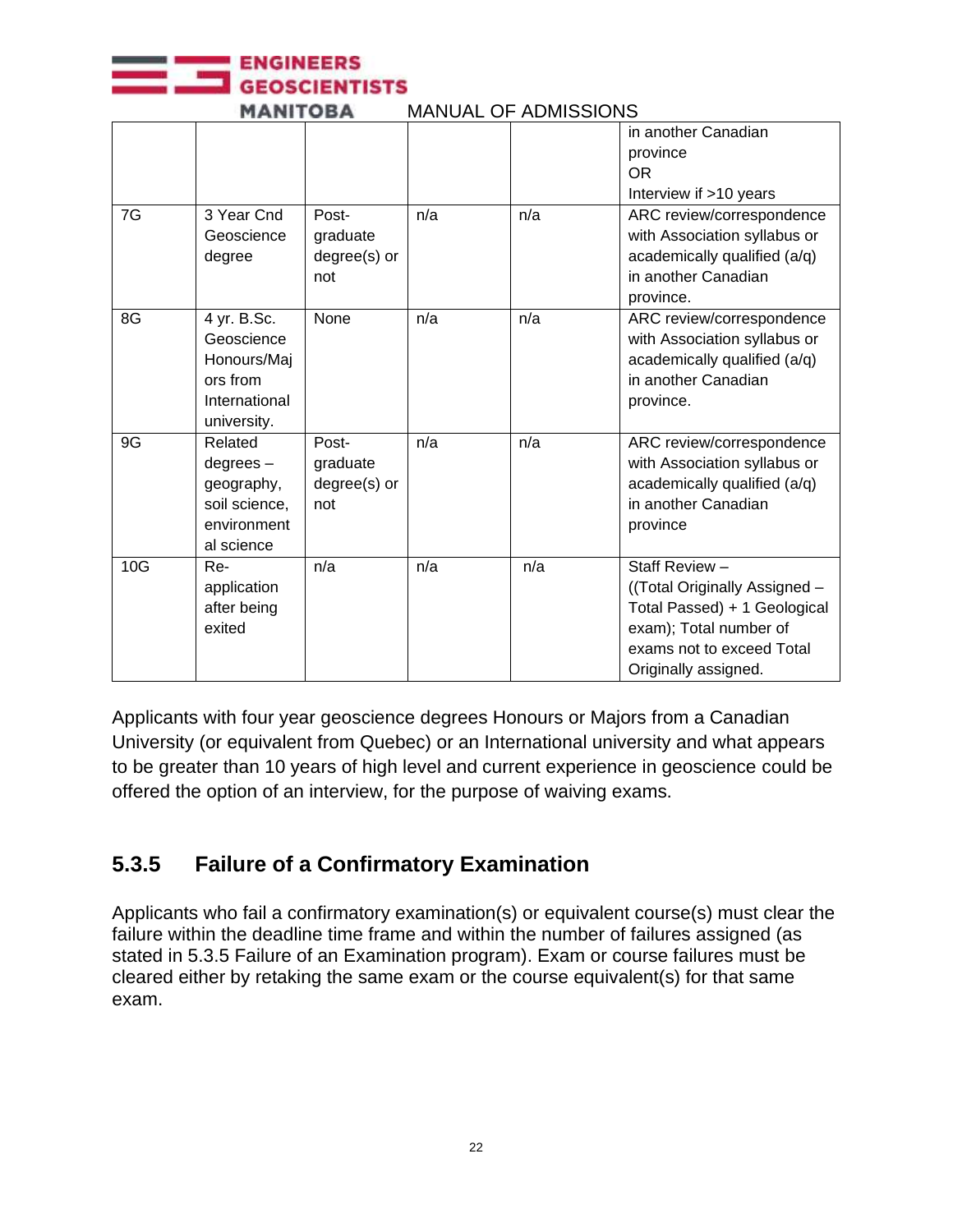|  |  |  |  |  | in another Canadian province<br>OR<br>Interview if >10 years |
|---|---|---|---|---|---|
| 7G | 3 Year Cnd Geoscience degree | Post-graduate degree(s) or not | n/a | n/a | ARC review/correspondence with Association syllabus or academically qualified (a/q) in another Canadian province. |
| 8G | 4 yr. B.Sc. Geoscience Honours/Majors from International university. | None | n/a | n/a | ARC review/correspondence with Association syllabus or academically qualified (a/q) in another Canadian province. |
| 9G | Related degrees – geography, soil science, environmental science | Post-graduate degree(s) or not | n/a | n/a | ARC review/correspondence with Association syllabus or academically qualified (a/q) in another Canadian province |
| 10G | Re-application after being exited | n/a | n/a | n/a | Staff Review – ((Total Originally Assigned – Total Passed) + 1 Geological exam); Total number of exams not to exceed Total Originally assigned. |

Applicants with four year geoscience degrees Honours or Majors from a Canadian University (or equivalent from Quebec) or an International university and what appears to be greater than 10 years of high level and current experience in geoscience could be offered the option of an interview, for the purpose of waiving exams.

### 5.3.5 Failure of a Confirmatory Examination

Applicants who fail a confirmatory examination(s) or equivalent course(s) must clear the failure within the deadline time frame and within the number of failures assigned (as stated in 5.3.5 Failure of an Examination program). Exam or course failures must be cleared either by retaking the same exam or the course equivalent(s) for that same exam.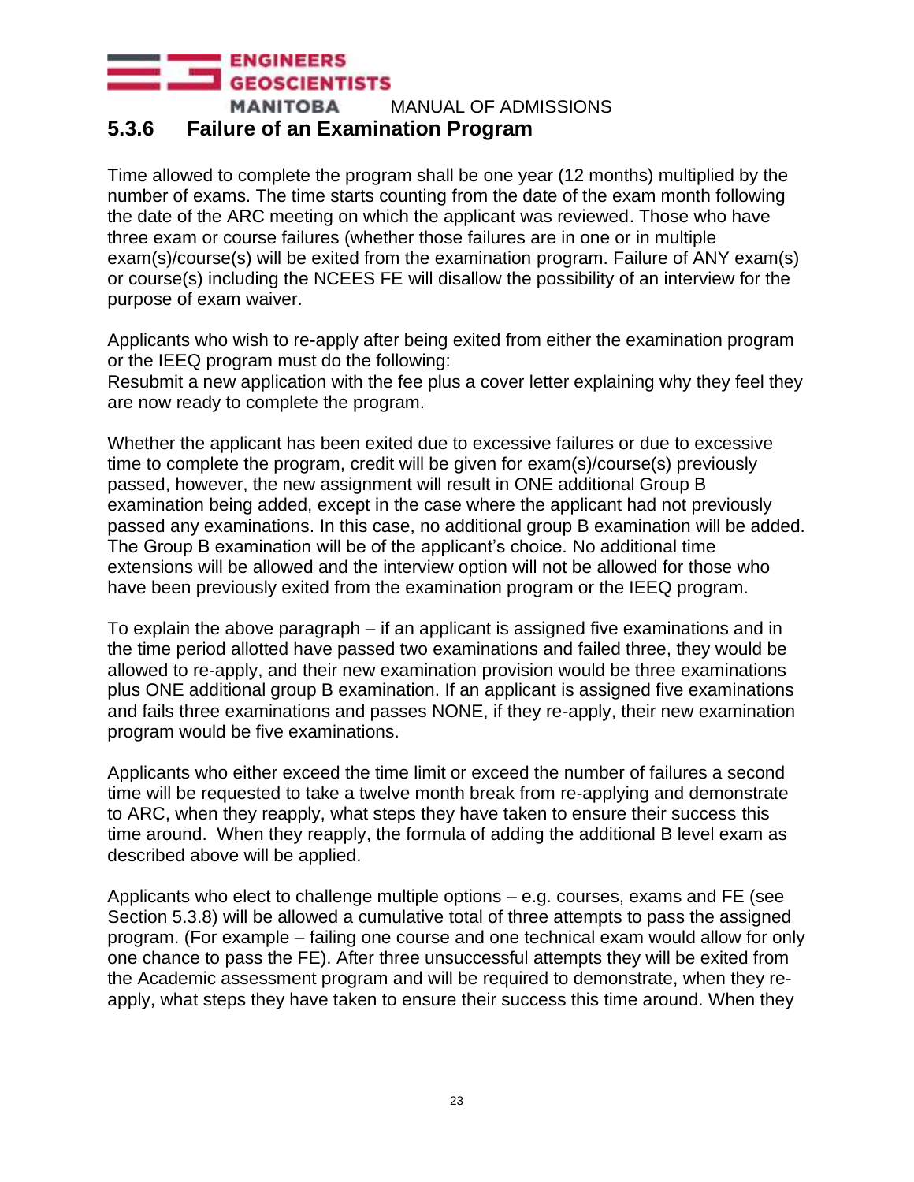### 5.3.6 Failure of an Examination Program

Time allowed to complete the program shall be one year (12 months) multiplied by the number of exams. The time starts counting from the date of the exam month following the date of the ARC meeting on which the applicant was reviewed. Those who have three exam or course failures (whether those failures are in one or in multiple exam(s)/course(s) will be exited from the examination program. Failure of ANY exam(s) or course(s) including the NCEES FE will disallow the possibility of an interview for the purpose of exam waiver.

Applicants who wish to re-apply after being exited from either the examination program or the IEEQ program must do the following:
Resubmit a new application with the fee plus a cover letter explaining why they feel they are now ready to complete the program.

Whether the applicant has been exited due to excessive failures or due to excessive time to complete the program, credit will be given for exam(s)/course(s) previously passed, however, the new assignment will result in ONE additional Group B examination being added, except in the case where the applicant had not previously passed any examinations. In this case, no additional group B examination will be added. The Group B examination will be of the applicant's choice. No additional time extensions will be allowed and the interview option will not be allowed for those who have been previously exited from the examination program or the IEEQ program.

To explain the above paragraph – if an applicant is assigned five examinations and in the time period allotted have passed two examinations and failed three, they would be allowed to re-apply, and their new examination provision would be three examinations plus ONE additional group B examination. If an applicant is assigned five examinations and fails three examinations and passes NONE, if they re-apply, their new examination program would be five examinations.

Applicants who either exceed the time limit or exceed the number of failures a second time will be requested to take a twelve month break from re-applying and demonstrate to ARC, when they reapply, what steps they have taken to ensure their success this time around. When they reapply, the formula of adding the additional B level exam as described above will be applied.

Applicants who elect to challenge multiple options – e.g. courses, exams and FE (see Section 5.3.8) will be allowed a cumulative total of three attempts to pass the assigned program. (For example – failing one course and one technical exam would allow for only one chance to pass the FE). After three unsuccessful attempts they will be exited from the Academic assessment program and will be required to demonstrate, when they re-apply, what steps they have taken to ensure their success this time around. When they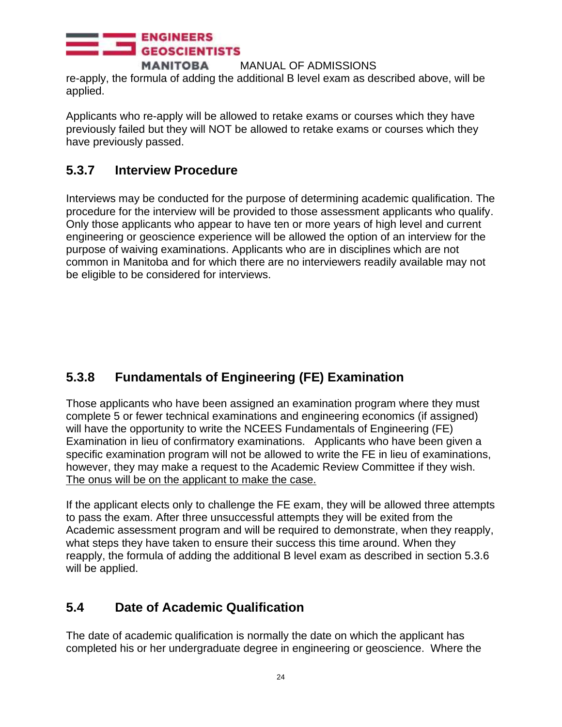re-apply, the formula of adding the additional B level exam as described above, will be applied.

Applicants who re-apply will be allowed to retake exams or courses which they have previously failed but they will NOT be allowed to retake exams or courses which they have previously passed.

### 5.3.7 Interview Procedure

Interviews may be conducted for the purpose of determining academic qualification. The procedure for the interview will be provided to those assessment applicants who qualify. Only those applicants who appear to have ten or more years of high level and current engineering or geoscience experience will be allowed the option of an interview for the purpose of waiving examinations. Applicants who are in disciplines which are not common in Manitoba and for which there are no interviewers readily available may not be eligible to be considered for interviews.

### 5.3.8 Fundamentals of Engineering (FE) Examination

Those applicants who have been assigned an examination program where they must complete 5 or fewer technical examinations and engineering economics (if assigned) will have the opportunity to write the NCEES Fundamentals of Engineering (FE) Examination in lieu of confirmatory examinations. Applicants who have been given a specific examination program will not be allowed to write the FE in lieu of examinations, however, they may make a request to the Academic Review Committee if they wish. <u>The onus will be on the applicant to make the case.</u>

If the applicant elects only to challenge the FE exam, they will be allowed three attempts to pass the exam. After three unsuccessful attempts they will be exited from the Academic assessment program and will be required to demonstrate, when they reapply, what steps they have taken to ensure their success this time around. When they reapply, the formula of adding the additional B level exam as described in section 5.3.6 will be applied.

## 5.4 Date of Academic Qualification

The date of academic qualification is normally the date on which the applicant has completed his or her undergraduate degree in engineering or geoscience. Where the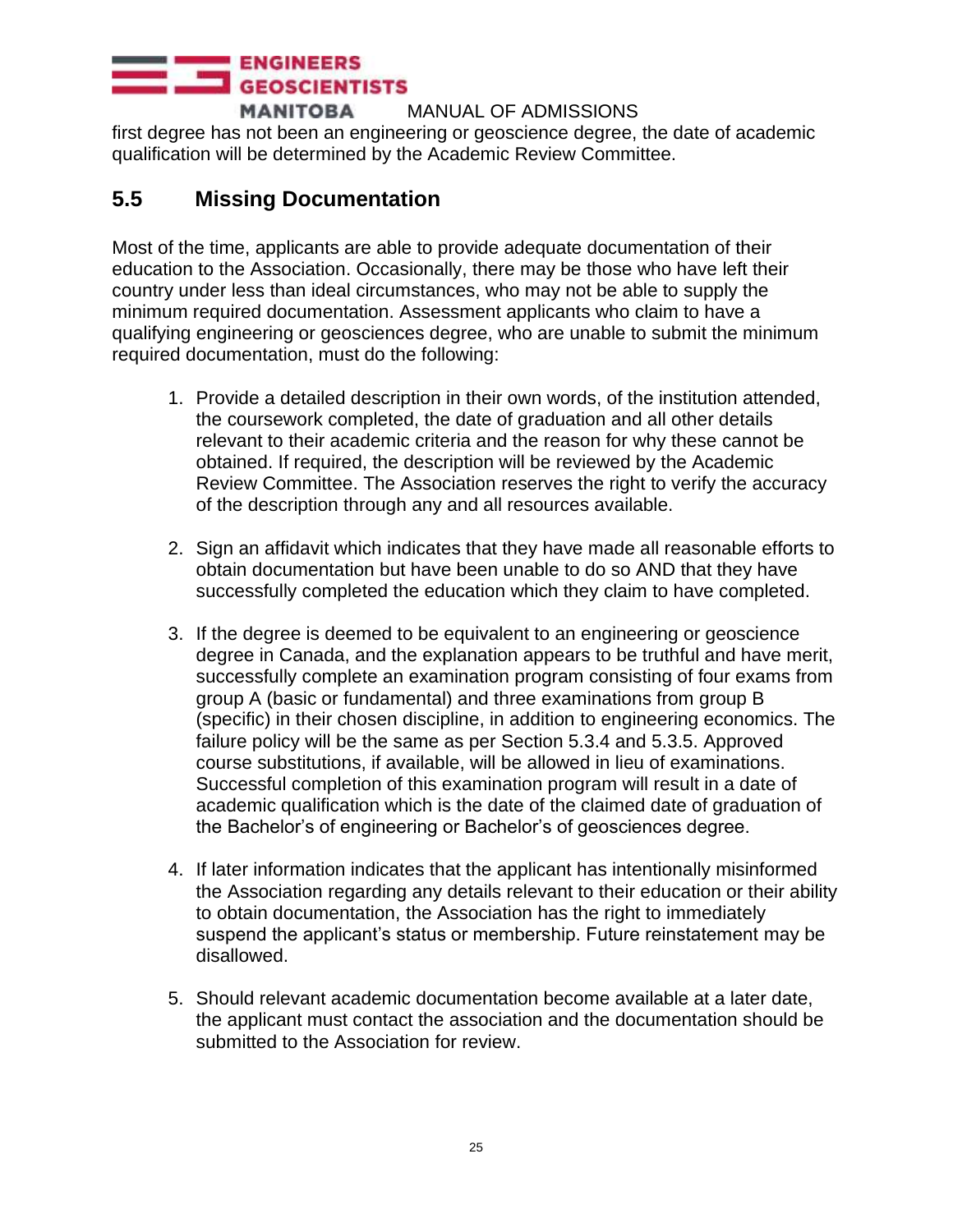first degree has not been an engineering or geoscience degree, the date of academic qualification will be determined by the Academic Review Committee.

## 5.5 Missing Documentation

Most of the time, applicants are able to provide adequate documentation of their education to the Association. Occasionally, there may be those who have left their country under less than ideal circumstances, who may not be able to supply the minimum required documentation. Assessment applicants who claim to have a qualifying engineering or geosciences degree, who are unable to submit the minimum required documentation, must do the following:

1. Provide a detailed description in their own words, of the institution attended, the coursework completed, the date of graduation and all other details relevant to their academic criteria and the reason for why these cannot be obtained. If required, the description will be reviewed by the Academic Review Committee. The Association reserves the right to verify the accuracy of the description through any and all resources available.

2. Sign an affidavit which indicates that they have made all reasonable efforts to obtain documentation but have been unable to do so AND that they have successfully completed the education which they claim to have completed.

3. If the degree is deemed to be equivalent to an engineering or geoscience degree in Canada, and the explanation appears to be truthful and have merit, successfully complete an examination program consisting of four exams from group A (basic or fundamental) and three examinations from group B (specific) in their chosen discipline, in addition to engineering economics. The failure policy will be the same as per Section 5.3.4 and 5.3.5. Approved course substitutions, if available, will be allowed in lieu of examinations. Successful completion of this examination program will result in a date of academic qualification which is the date of the claimed date of graduation of the Bachelor's of engineering or Bachelor's of geosciences degree.

4. If later information indicates that the applicant has intentionally misinformed the Association regarding any details relevant to their education or their ability to obtain documentation, the Association has the right to immediately suspend the applicant's status or membership. Future reinstatement may be disallowed.

5. Should relevant academic documentation become available at a later date, the applicant must contact the association and the documentation should be submitted to the Association for review.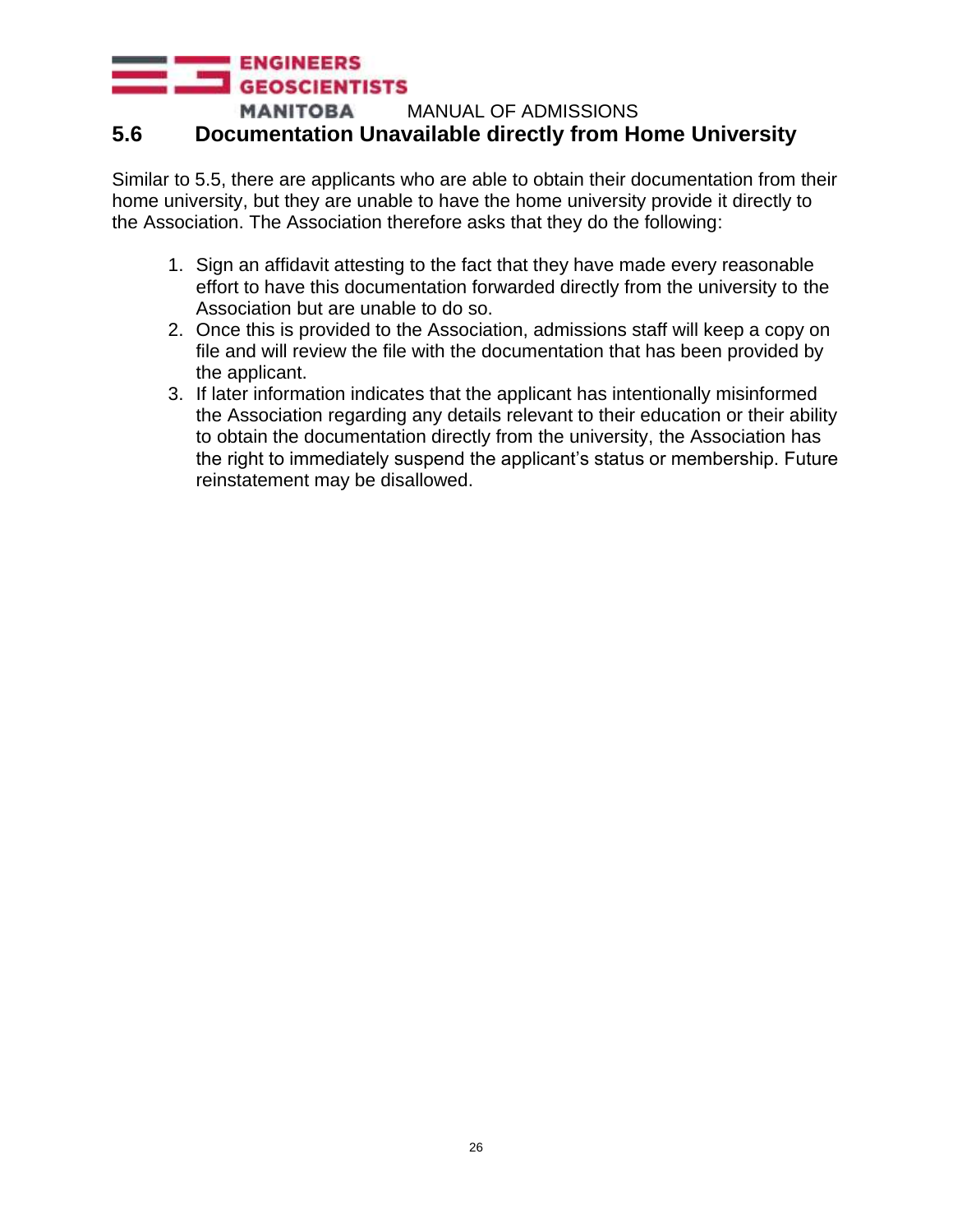## 5.6 Documentation Unavailable directly from Home University

Similar to 5.5, there are applicants who are able to obtain their documentation from their home university, but they are unable to have the home university provide it directly to the Association. The Association therefore asks that they do the following:

1. Sign an affidavit attesting to the fact that they have made every reasonable effort to have this documentation forwarded directly from the university to the Association but are unable to do so.
2. Once this is provided to the Association, admissions staff will keep a copy on file and will review the file with the documentation that has been provided by the applicant.
3. If later information indicates that the applicant has intentionally misinformed the Association regarding any details relevant to their education or their ability to obtain the documentation directly from the university, the Association has the right to immediately suspend the applicant's status or membership. Future reinstatement may be disallowed.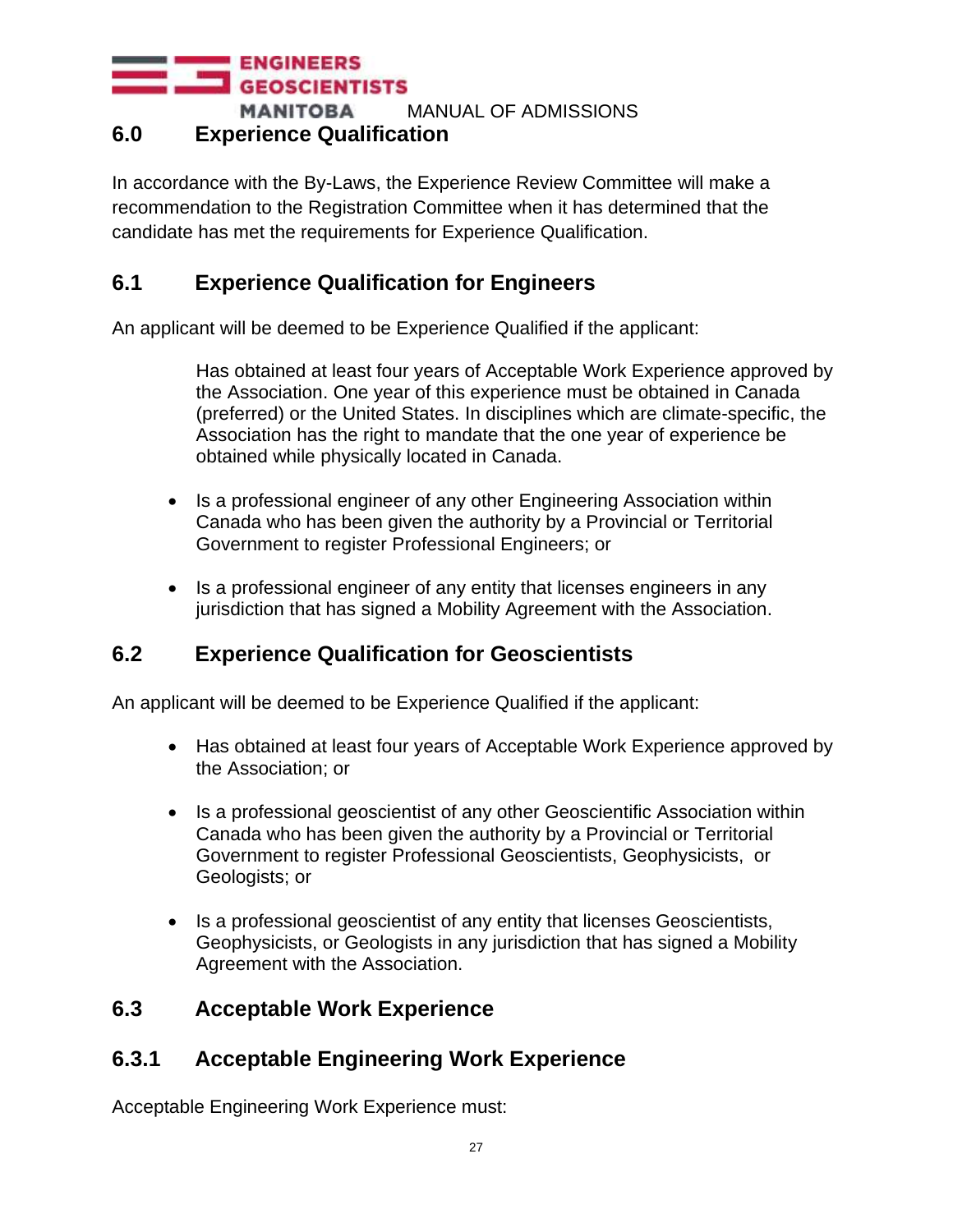## 6.0 Experience Qualification

In accordance with the By-Laws, the Experience Review Committee will make a recommendation to the Registration Committee when it has determined that the candidate has met the requirements for Experience Qualification.

## 6.1 Experience Qualification for Engineers

An applicant will be deemed to be Experience Qualified if the applicant:

Has obtained at least four years of Acceptable Work Experience approved by the Association. One year of this experience must be obtained in Canada (preferred) or the United States. In disciplines which are climate-specific, the Association has the right to mandate that the one year of experience be obtained while physically located in Canada.

- Is a professional engineer of any other Engineering Association within Canada who has been given the authority by a Provincial or Territorial Government to register Professional Engineers; or
- Is a professional engineer of any entity that licenses engineers in any jurisdiction that has signed a Mobility Agreement with the Association.

## 6.2 Experience Qualification for Geoscientists

An applicant will be deemed to be Experience Qualified if the applicant:

- Has obtained at least four years of Acceptable Work Experience approved by the Association; or
- Is a professional geoscientist of any other Geoscientific Association within Canada who has been given the authority by a Provincial or Territorial Government to register Professional Geoscientists, Geophysicists, or Geologists; or
- Is a professional geoscientist of any entity that licenses Geoscientists, Geophysicists, or Geologists in any jurisdiction that has signed a Mobility Agreement with the Association.

## 6.3 Acceptable Work Experience

### 6.3.1 Acceptable Engineering Work Experience

Acceptable Engineering Work Experience must: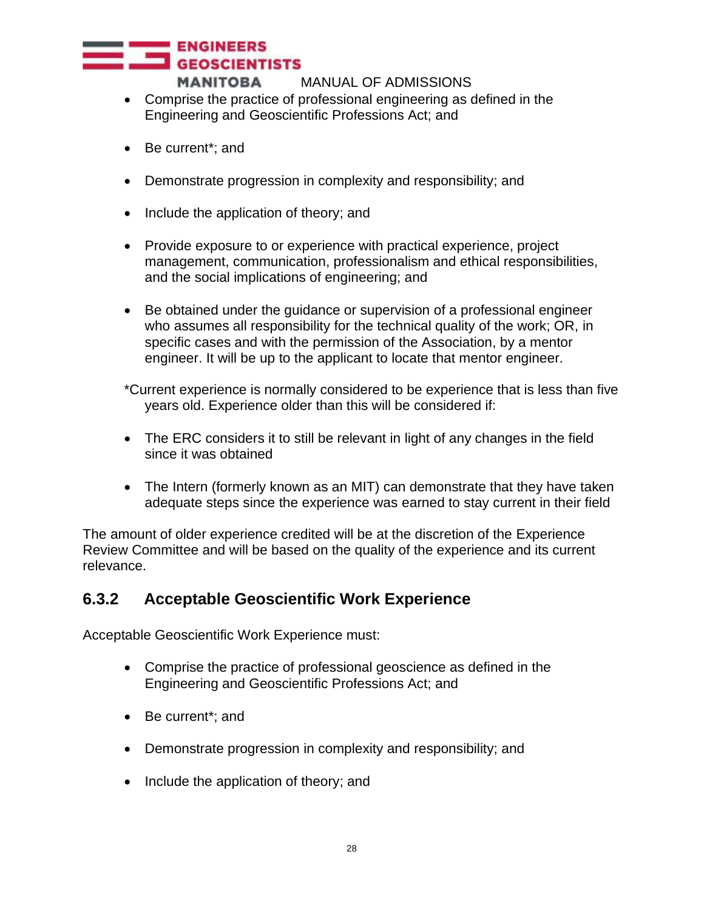- Comprise the practice of professional engineering as defined in the Engineering and Geoscientific Professions Act; and
- Be current*; and
- Demonstrate progression in complexity and responsibility; and
- Include the application of theory; and
- Provide exposure to or experience with practical experience, project management, communication, professionalism and ethical responsibilities, and the social implications of engineering; and
- Be obtained under the guidance or supervision of a professional engineer who assumes all responsibility for the technical quality of the work; OR, in specific cases and with the permission of the Association, by a mentor engineer. It will be up to the applicant to locate that mentor engineer.

*Current experience is normally considered to be experience that is less than five years old. Experience older than this will be considered if:

- The ERC considers it to still be relevant in light of any changes in the field since it was obtained
- The Intern (formerly known as an MIT) can demonstrate that they have taken adequate steps since the experience was earned to stay current in their field

The amount of older experience credited will be at the discretion of the Experience Review Committee and will be based on the quality of the experience and its current relevance.

### 6.3.2 Acceptable Geoscientific Work Experience

Acceptable Geoscientific Work Experience must:

- Comprise the practice of professional geoscience as defined in the Engineering and Geoscientific Professions Act; and
- Be current*; and
- Demonstrate progression in complexity and responsibility; and
- Include the application of theory; and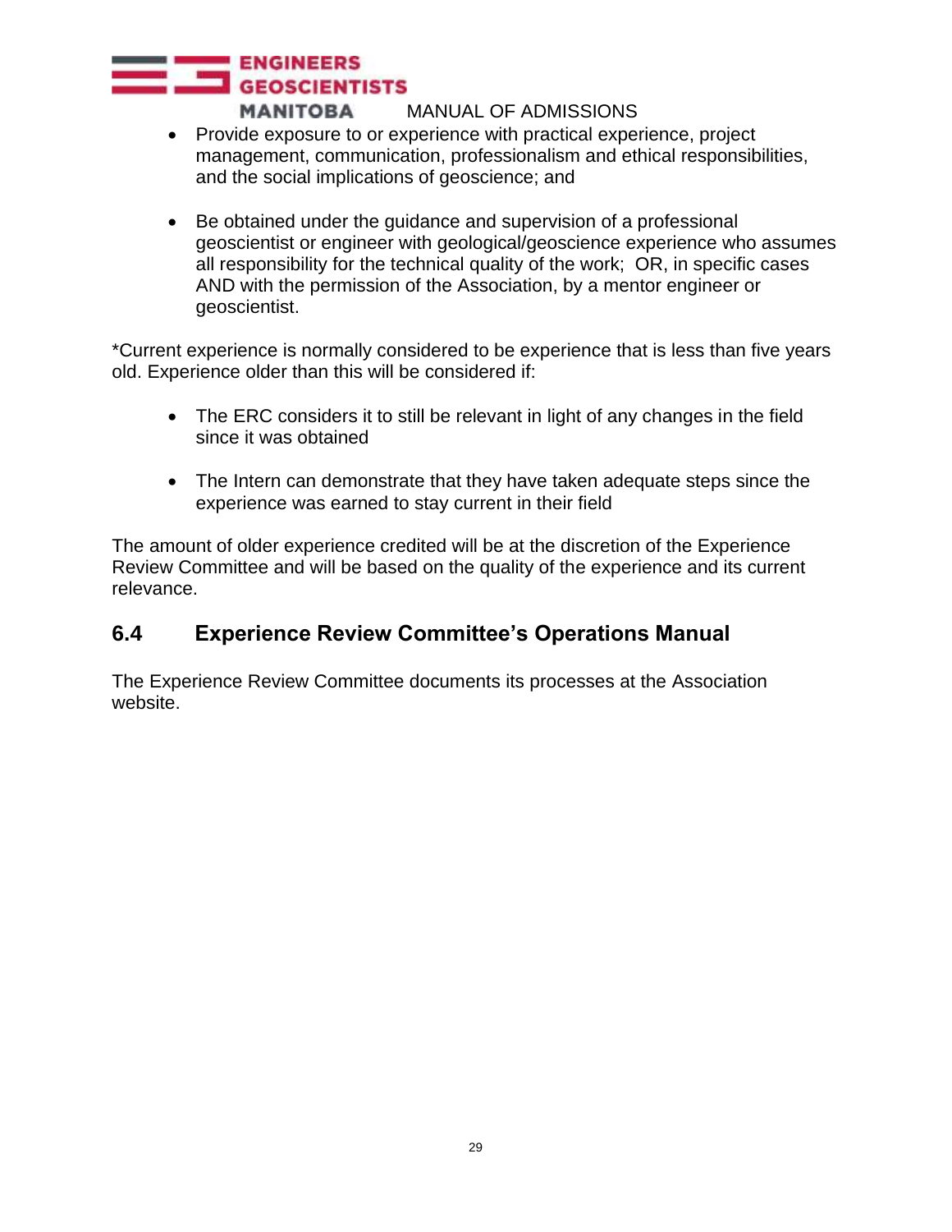- Provide exposure to or experience with practical experience, project management, communication, professionalism and ethical responsibilities, and the social implications of geoscience; and

- Be obtained under the guidance and supervision of a professional geoscientist or engineer with geological/geoscience experience who assumes all responsibility for the technical quality of the work; OR, in specific cases AND with the permission of the Association, by a mentor engineer or geoscientist.

*Current experience is normally considered to be experience that is less than five years old. Experience older than this will be considered if:

- The ERC considers it to still be relevant in light of any changes in the field since it was obtained

- The Intern can demonstrate that they have taken adequate steps since the experience was earned to stay current in their field

The amount of older experience credited will be at the discretion of the Experience Review Committee and will be based on the quality of the experience and its current relevance.

## 6.4 Experience Review Committee's Operations Manual

The Experience Review Committee documents its processes at the Association website.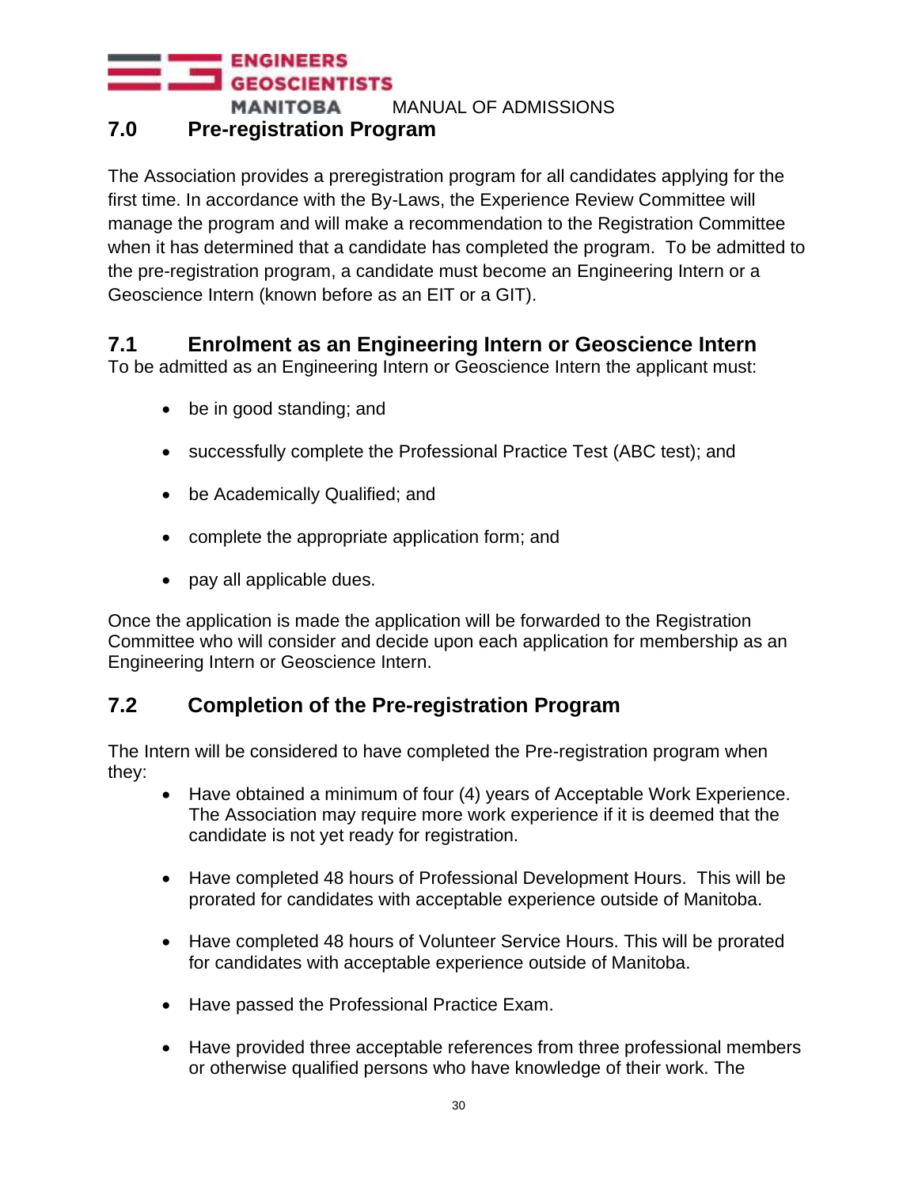## 7.0 Pre-registration Program

The Association provides a preregistration program for all candidates applying for the first time. In accordance with the By-Laws, the Experience Review Committee will manage the program and will make a recommendation to the Registration Committee when it has determined that a candidate has completed the program. To be admitted to the pre-registration program, a candidate must become an Engineering Intern or a Geoscience Intern (known before as an EIT or a GIT).

### 7.1 Enrolment as an Engineering Intern or Geoscience Intern

To be admitted as an Engineering Intern or Geoscience Intern the applicant must:

- be in good standing; and
- successfully complete the Professional Practice Test (ABC test); and
- be Academically Qualified; and
- complete the appropriate application form; and
- pay all applicable dues.

Once the application is made the application will be forwarded to the Registration Committee who will consider and decide upon each application for membership as an Engineering Intern or Geoscience Intern.

### 7.2 Completion of the Pre-registration Program

The Intern will be considered to have completed the Pre-registration program when they:

- Have obtained a minimum of four (4) years of Acceptable Work Experience. The Association may require more work experience if it is deemed that the candidate is not yet ready for registration.
- Have completed 48 hours of Professional Development Hours. This will be prorated for candidates with acceptable experience outside of Manitoba.
- Have completed 48 hours of Volunteer Service Hours. This will be prorated for candidates with acceptable experience outside of Manitoba.
- Have passed the Professional Practice Exam.
- Have provided three acceptable references from three professional members or otherwise qualified persons who have knowledge of their work. The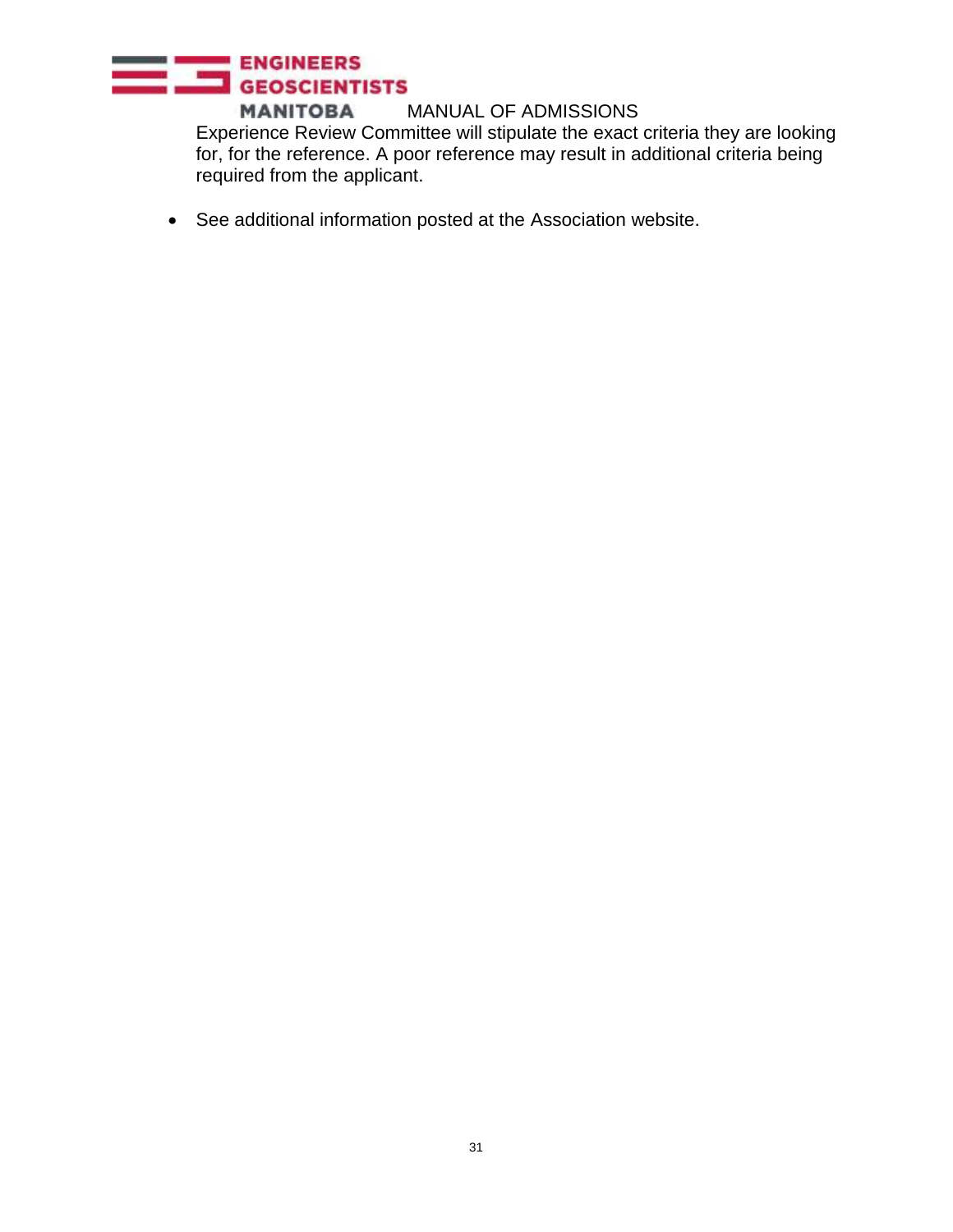Experience Review Committee will stipulate the exact criteria they are looking for, for the reference. A poor reference may result in additional criteria being required from the applicant.

- See additional information posted at the Association website.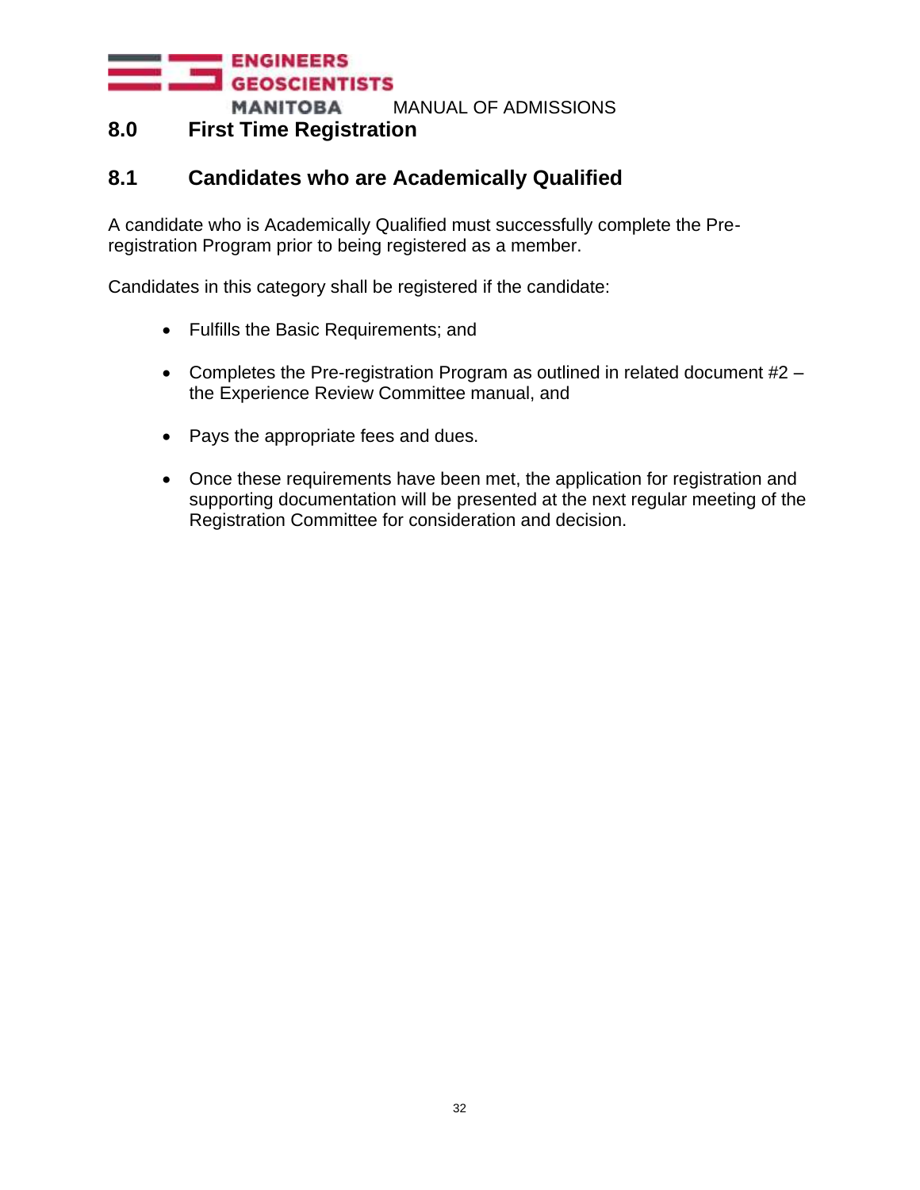# 8.0 First Time Registration

## 8.1 Candidates who are Academically Qualified

A candidate who is Academically Qualified must successfully complete the Pre-registration Program prior to being registered as a member.

Candidates in this category shall be registered if the candidate:

- Fulfills the Basic Requirements; and
- Completes the Pre-registration Program as outlined in related document #2 – the Experience Review Committee manual, and
- Pays the appropriate fees and dues.
- Once these requirements have been met, the application for registration and supporting documentation will be presented at the next regular meeting of the Registration Committee for consideration and decision.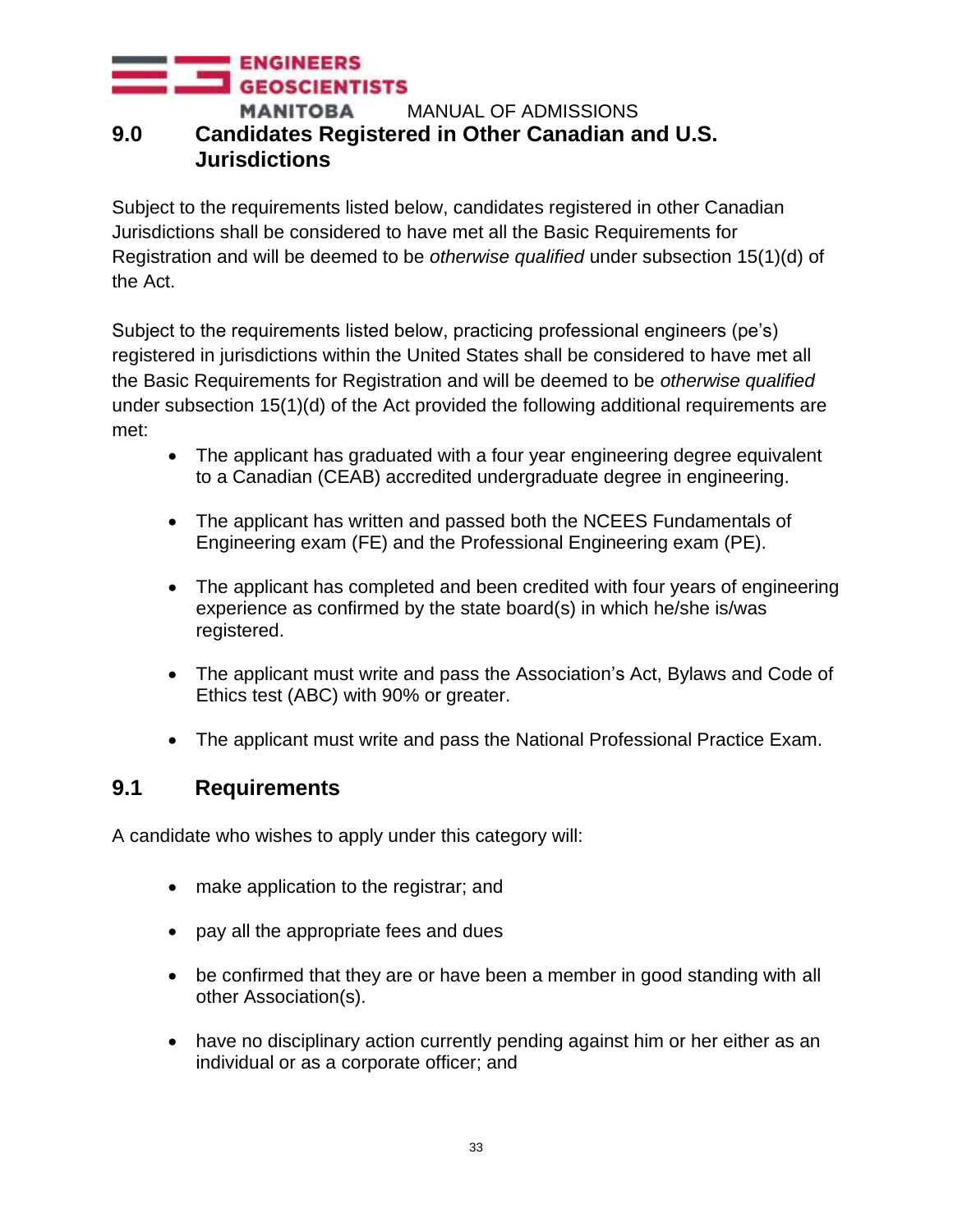## 9.0 Candidates Registered in Other Canadian and U.S. Jurisdictions

Subject to the requirements listed below, candidates registered in other Canadian Jurisdictions shall be considered to have met all the Basic Requirements for Registration and will be deemed to be *otherwise qualified* under subsection 15(1)(d) of the Act.

Subject to the requirements listed below, practicing professional engineers (pe's) registered in jurisdictions within the United States shall be considered to have met all the Basic Requirements for Registration and will be deemed to be *otherwise qualified* under subsection 15(1)(d) of the Act provided the following additional requirements are met:

- The applicant has graduated with a four year engineering degree equivalent to a Canadian (CEAB) accredited undergraduate degree in engineering.
- The applicant has written and passed both the NCEES Fundamentals of Engineering exam (FE) and the Professional Engineering exam (PE).
- The applicant has completed and been credited with four years of engineering experience as confirmed by the state board(s) in which he/she is/was registered.
- The applicant must write and pass the Association's Act, Bylaws and Code of Ethics test (ABC) with 90% or greater.
- The applicant must write and pass the National Professional Practice Exam.

## 9.1 Requirements

A candidate who wishes to apply under this category will:

- make application to the registrar; and
- pay all the appropriate fees and dues
- be confirmed that they are or have been a member in good standing with all other Association(s).
- have no disciplinary action currently pending against him or her either as an individual or as a corporate officer; and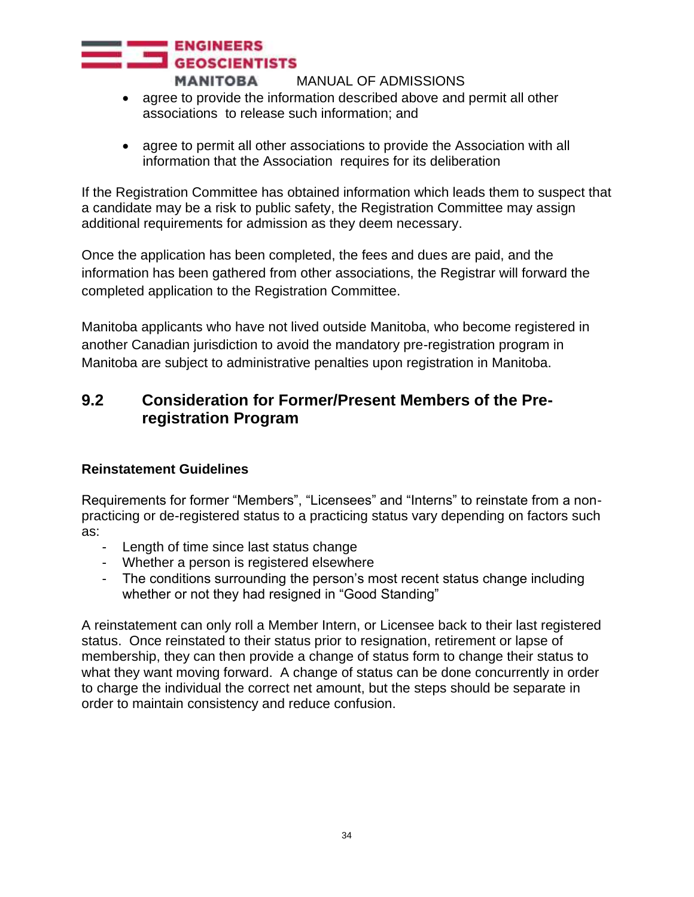- agree to provide the information described above and permit all other associations to release such information; and

- agree to permit all other associations to provide the Association with all information that the Association requires for its deliberation

If the Registration Committee has obtained information which leads them to suspect that a candidate may be a risk to public safety, the Registration Committee may assign additional requirements for admission as they deem necessary.

Once the application has been completed, the fees and dues are paid, and the information has been gathered from other associations, the Registrar will forward the completed application to the Registration Committee.

Manitoba applicants who have not lived outside Manitoba, who become registered in another Canadian jurisdiction to avoid the mandatory pre-registration program in Manitoba are subject to administrative penalties upon registration in Manitoba.

## 9.2 Consideration for Former/Present Members of the Pre-registration Program

**Reinstatement Guidelines**

Requirements for former “Members”, “Licensees” and “Interns” to reinstate from a non-practicing or de-registered status to a practicing status vary depending on factors such as:

- Length of time since last status change
- Whether a person is registered elsewhere
- The conditions surrounding the person’s most recent status change including whether or not they had resigned in “Good Standing”

A reinstatement can only roll a Member Intern, or Licensee back to their last registered status. Once reinstated to their status prior to resignation, retirement or lapse of membership, they can then provide a change of status form to change their status to what they want moving forward. A change of status can be done concurrently in order to charge the individual the correct net amount, but the steps should be separate in order to maintain consistency and reduce confusion.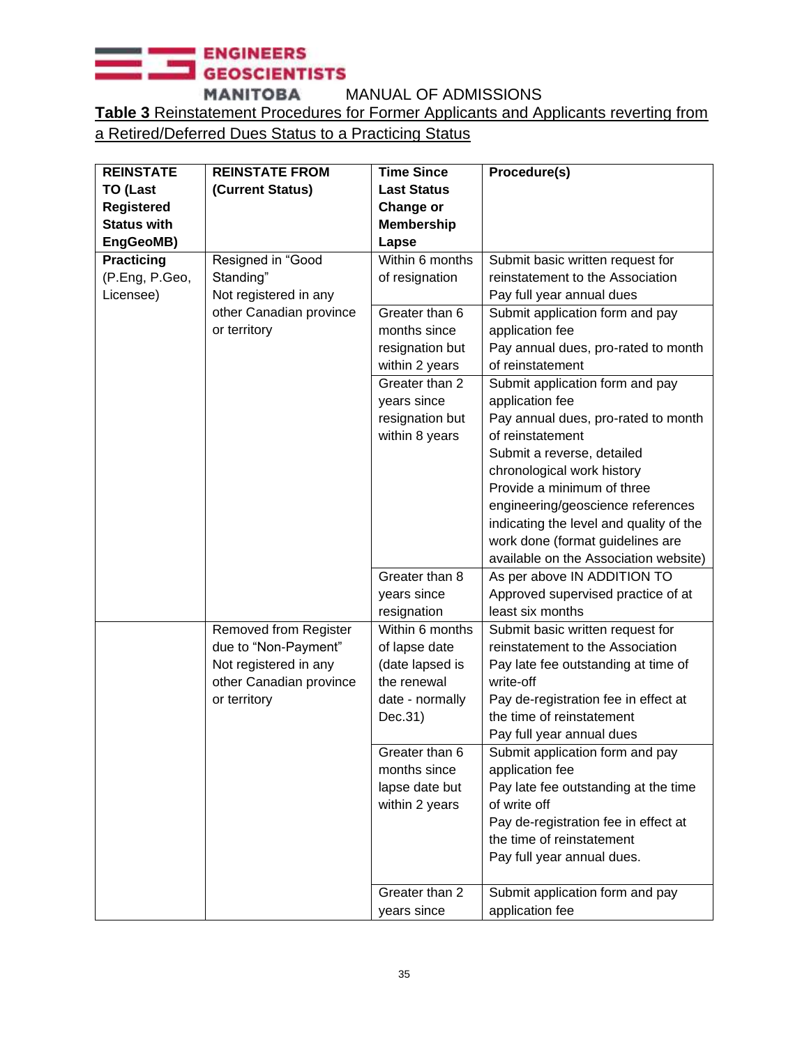MANUAL OF ADMISSIONS

**Table 3** Reinstatement Procedures for Former Applicants and Applicants reverting from a Retired/Deferred Dues Status to a Practicing Status

| REINSTATE TO (Last Registered Status with EngGeoMB) | REINSTATE FROM (Current Status) | Time Since Last Status Change or Membership Lapse | Procedure(s) |
|---|---|---|---|
| **Practicing** (P.Eng, P.Geo, Licensee) | Resigned in "Good Standing" Not registered in any other Canadian province or territory | Within 6 months of resignation | Submit basic written request for reinstatement to the Association Pay full year annual dues |
| | | Greater than 6 months since resignation but within 2 years | Submit application form and pay application fee Pay annual dues, pro-rated to month of reinstatement |
| | | Greater than 2 years since resignation but within 8 years | Submit application form and pay application fee Pay annual dues, pro-rated to month of reinstatement Submit a reverse, detailed chronological work history Provide a minimum of three engineering/geoscience references indicating the level and quality of the work done (format guidelines are available on the Association website) |
| | | Greater than 8 years since resignation | As per above IN ADDITION TO Approved supervised practice of at least six months |
| | Removed from Register due to "Non-Payment" Not registered in any other Canadian province or territory | Within 6 months of lapse date (date lapsed is the renewal date - normally Dec.31) | Submit basic written request for reinstatement to the Association Pay late fee outstanding at time of write-off Pay de-registration fee in effect at the time of reinstatement Pay full year annual dues |
| | | Greater than 6 months since lapse date but within 2 years | Submit application form and pay application fee Pay late fee outstanding at the time of write off Pay de-registration fee in effect at the time of reinstatement Pay full year annual dues. |
| | | Greater than 2 years since | Submit application form and pay application fee |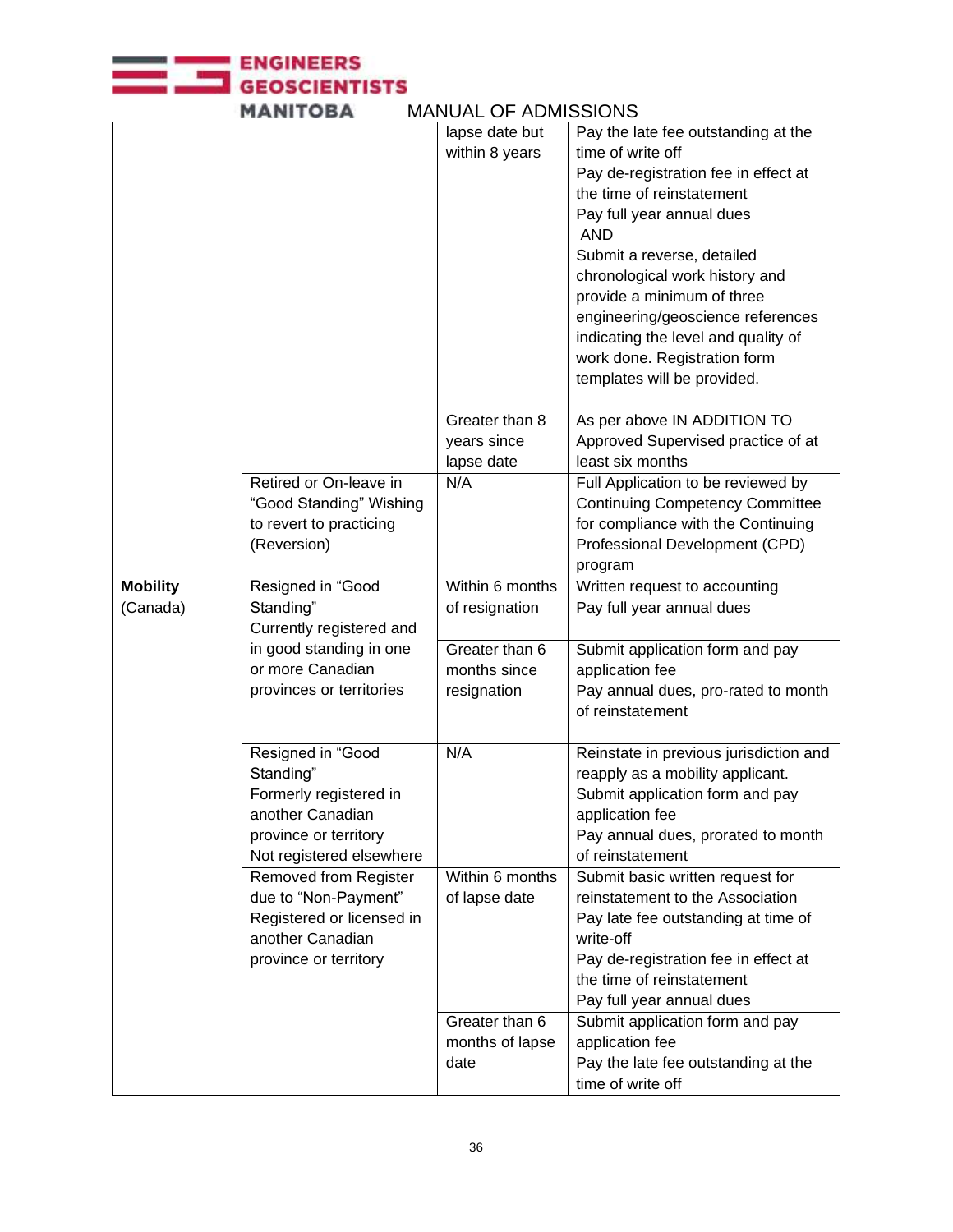| | | | |
|---|---|---|---|
| | | lapse date but within 8 years | Pay the late fee outstanding at the time of write off<br>Pay de-registration fee in effect at the time of reinstatement<br>Pay full year annual dues<br>AND<br>Submit a reverse, detailed chronological work history and provide a minimum of three engineering/geoscience references indicating the level and quality of work done. Registration form templates will be provided. |
| | | Greater than 8 years since lapse date | As per above IN ADDITION TO Approved Supervised practice of at least six months |
| | Retired or On-leave in "Good Standing" Wishing to revert to practicing (Reversion) | N/A | Full Application to be reviewed by Continuing Competency Committee for compliance with the Continuing Professional Development (CPD) program |
| **Mobility** (Canada) | Resigned in "Good Standing"<br>Currently registered and in good standing in one or more Canadian provinces or territories | Within 6 months of resignation | Written request to accounting<br>Pay full year annual dues |
| | | Greater than 6 months since resignation | Submit application form and pay application fee<br>Pay annual dues, pro-rated to month of reinstatement |
| | Resigned in "Good Standing"<br>Formerly registered in another Canadian province or territory<br>Not registered elsewhere | N/A | Reinstate in previous jurisdiction and reapply as a mobility applicant.<br>Submit application form and pay application fee<br>Pay annual dues, prorated to month of reinstatement |
| | Removed from Register due to "Non-Payment"<br>Registered or licensed in another Canadian province or territory | Within 6 months of lapse date | Submit basic written request for reinstatement to the Association<br>Pay late fee outstanding at time of write-off<br>Pay de-registration fee in effect at the time of reinstatement<br>Pay full year annual dues |
| | | Greater than 6 months of lapse date | Submit application form and pay application fee<br>Pay the late fee outstanding at the time of write off |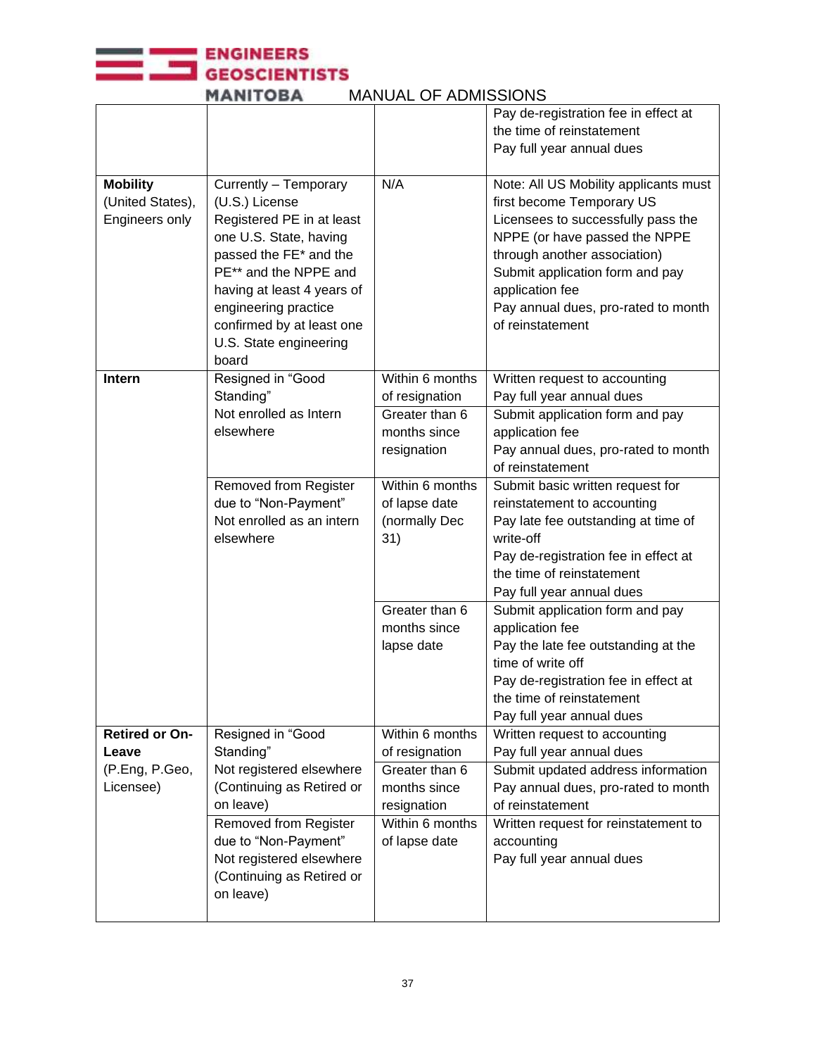| | | | |
|---|---|---|---|
| | | | Pay de-registration fee in effect at the time of reinstatement<br>Pay full year annual dues |
| **Mobility** (United States), Engineers only | Currently – Temporary (U.S.) License Registered PE in at least one U.S. State, having passed the FE* and the PE** and the NPPE and having at least 4 years of engineering practice confirmed by at least one U.S. State engineering board | N/A | Note: All US Mobility applicants must first become Temporary US Licensees to successfully pass the NPPE (or have passed the NPPE through another association)<br>Submit application form and pay application fee<br>Pay annual dues, pro-rated to month of reinstatement |
| **Intern** | Resigned in "Good Standing"<br>Not enrolled as Intern elsewhere | Within 6 months of resignation | Written request to accounting<br>Pay full year annual dues |
| | | Greater than 6 months since resignation | Submit application form and pay application fee<br>Pay annual dues, pro-rated to month of reinstatement |
| | Removed from Register due to "Non-Payment"<br>Not enrolled as an intern elsewhere | Within 6 months of lapse date (normally Dec 31) | Submit basic written request for reinstatement to accounting<br>Pay late fee outstanding at time of write-off<br>Pay de-registration fee in effect at the time of reinstatement<br>Pay full year annual dues |
| | | Greater than 6 months since lapse date | Submit application form and pay application fee<br>Pay the late fee outstanding at the time of write off<br>Pay de-registration fee in effect at the time of reinstatement<br>Pay full year annual dues |
| **Retired or On-Leave** (P.Eng, P.Geo, Licensee) | Resigned in "Good Standing"<br>Not registered elsewhere (Continuing as Retired or on leave) | Within 6 months of resignation | Written request to accounting<br>Pay full year annual dues |
| | | Greater than 6 months since resignation | Submit updated address information<br>Pay annual dues, pro-rated to month of reinstatement |
| | Removed from Register due to "Non-Payment"<br>Not registered elsewhere (Continuing as Retired or on leave) | Within 6 months of lapse date | Written request for reinstatement to accounting<br>Pay full year annual dues |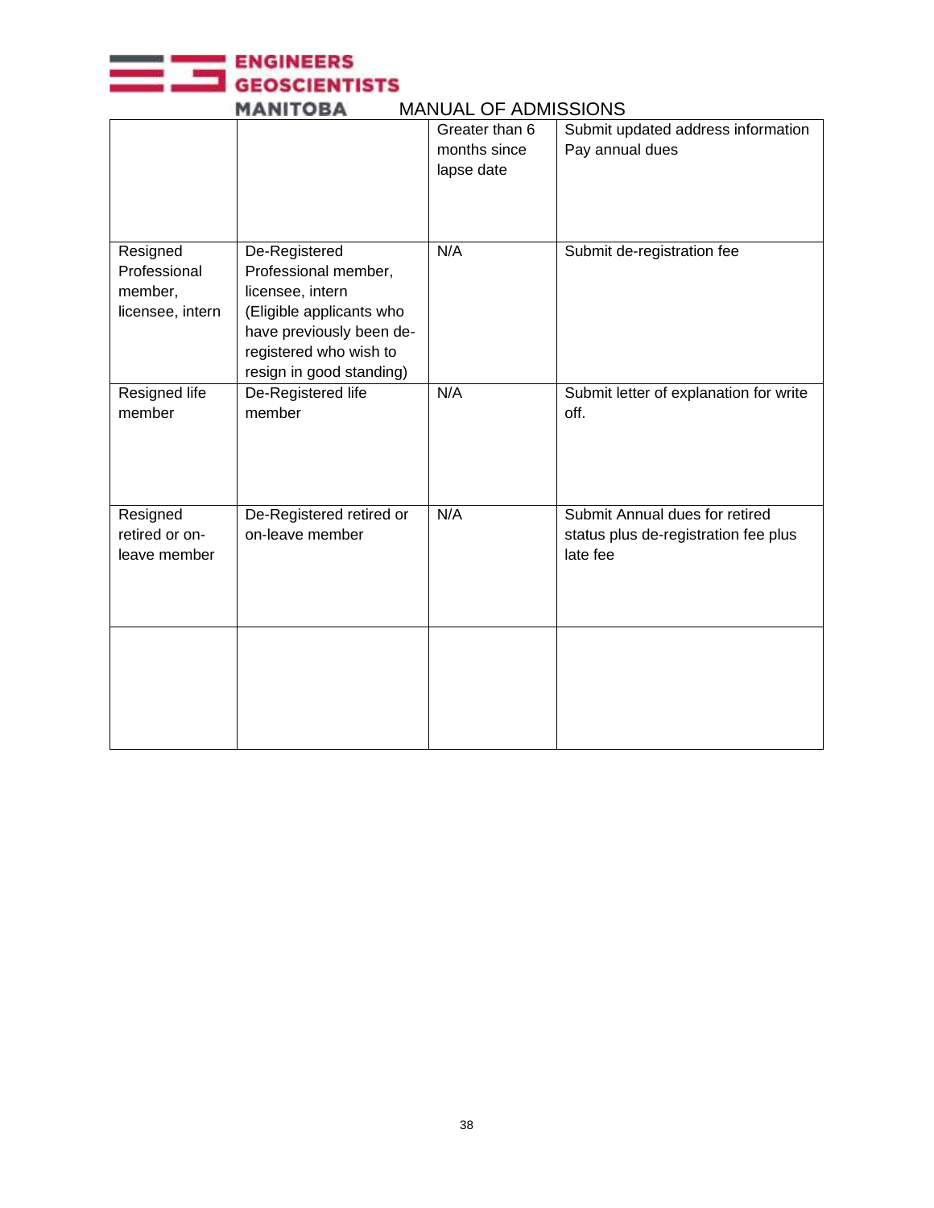| | | | |
|---|---|---|---|
| | | Greater than 6 months since lapse date | Submit updated address information<br>Pay annual dues |
| Resigned Professional member, licensee, intern | De-Registered Professional member, licensee, intern (Eligible applicants who have previously been de-registered who wish to resign in good standing) | N/A | Submit de-registration fee |
| Resigned life member | De-Registered life member | N/A | Submit letter of explanation for write off. |
| Resigned retired or on-leave member | De-Registered retired or on-leave member | N/A | Submit Annual dues for retired status plus de-registration fee plus late fee |
| | | | |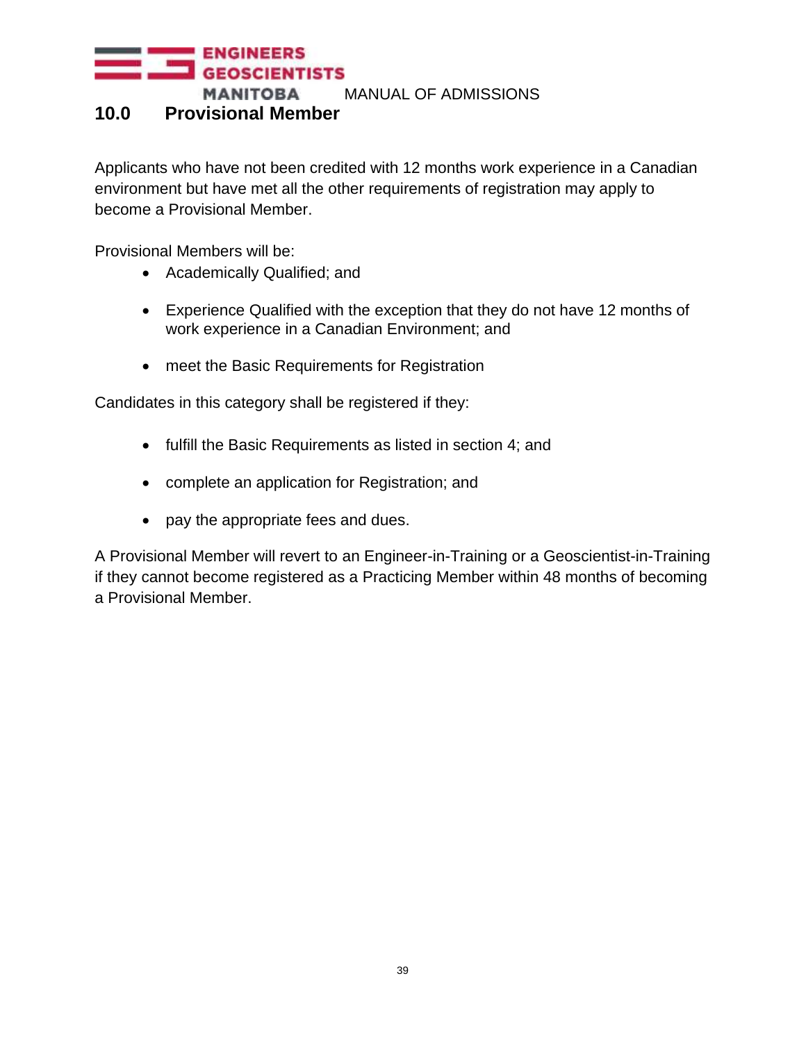## 10.0 Provisional Member

Applicants who have not been credited with 12 months work experience in a Canadian environment but have met all the other requirements of registration may apply to become a Provisional Member.

Provisional Members will be:

- Academically Qualified; and
- Experience Qualified with the exception that they do not have 12 months of work experience in a Canadian Environment; and
- meet the Basic Requirements for Registration

Candidates in this category shall be registered if they:

- fulfill the Basic Requirements as listed in section 4; and
- complete an application for Registration; and
- pay the appropriate fees and dues.

A Provisional Member will revert to an Engineer-in-Training or a Geoscientist-in-Training if they cannot become registered as a Practicing Member within 48 months of becoming a Provisional Member.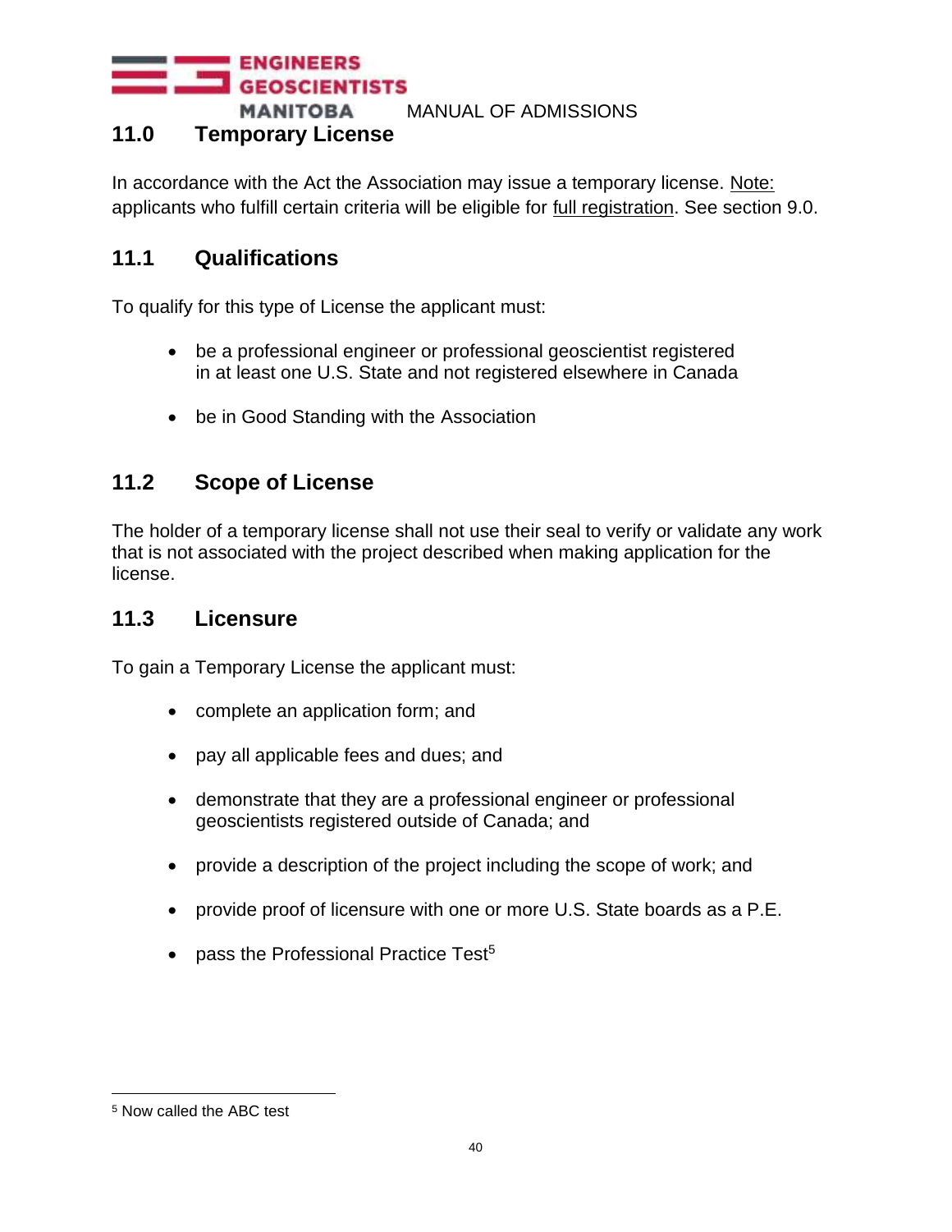## 11.0 Temporary License

In accordance with the Act the Association may issue a temporary license. Note: applicants who fulfill certain criteria will be eligible for full registration. See section 9.0.

## 11.1 Qualifications

To qualify for this type of License the applicant must:

- be a professional engineer or professional geoscientist registered in at least one U.S. State and not registered elsewhere in Canada
- be in Good Standing with the Association

## 11.2 Scope of License

The holder of a temporary license shall not use their seal to verify or validate any work that is not associated with the project described when making application for the license.

## 11.3 Licensure

To gain a Temporary License the applicant must:

- complete an application form; and
- pay all applicable fees and dues; and
- demonstrate that they are a professional engineer or professional geoscientists registered outside of Canada; and
- provide a description of the project including the scope of work; and
- provide proof of licensure with one or more U.S. State boards as a P.E.
- pass the Professional Practice Test[5]

[5] Now called the ABC test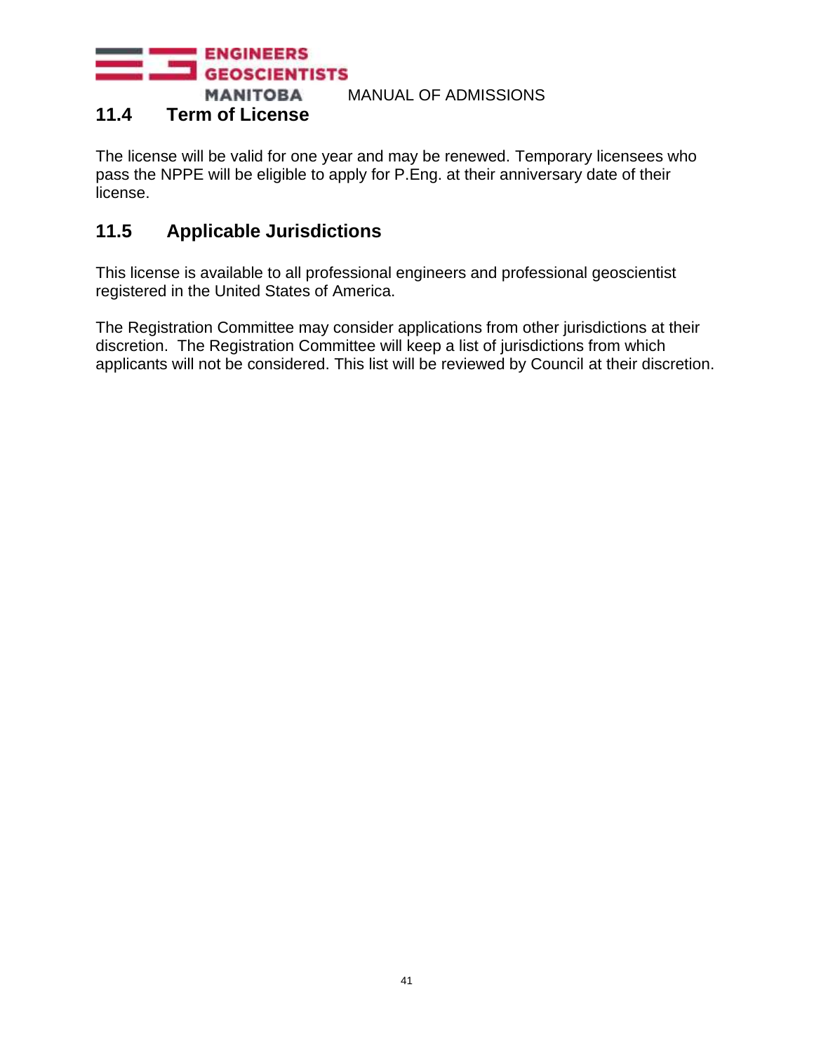## 11.4 Term of License

The license will be valid for one year and may be renewed. Temporary licensees who pass the NPPE will be eligible to apply for P.Eng. at their anniversary date of their license.

## 11.5 Applicable Jurisdictions

This license is available to all professional engineers and professional geoscientist registered in the United States of America.

The Registration Committee may consider applications from other jurisdictions at their discretion. The Registration Committee will keep a list of jurisdictions from which applicants will not be considered. This list will be reviewed by Council at their discretion.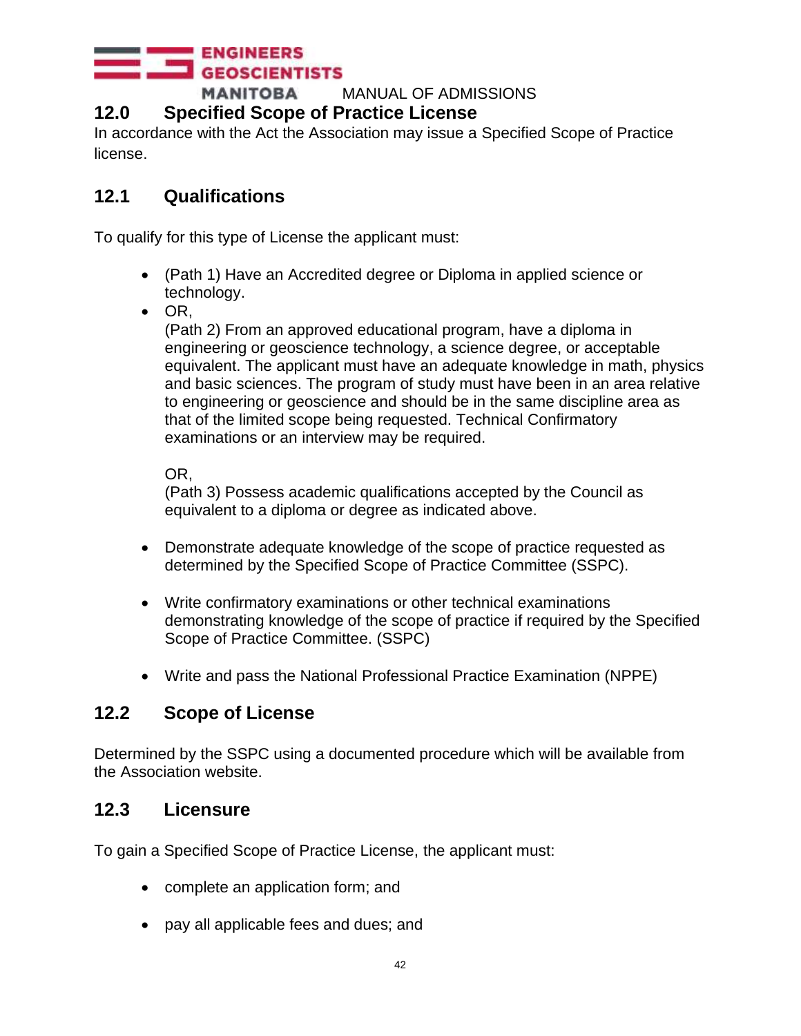## 12.0 Specified Scope of Practice License

In accordance with the Act the Association may issue a Specified Scope of Practice license.

### 12.1 Qualifications

To qualify for this type of License the applicant must:

- (Path 1) Have an Accredited degree or Diploma in applied science or technology.
- OR,
  (Path 2) From an approved educational program, have a diploma in engineering or geoscience technology, a science degree, or acceptable equivalent. The applicant must have an adequate knowledge in math, physics and basic sciences. The program of study must have been in an area relative to engineering or geoscience and should be in the same discipline area as that of the limited scope being requested. Technical Confirmatory examinations or an interview may be required.

  OR,
  (Path 3) Possess academic qualifications accepted by the Council as equivalent to a diploma or degree as indicated above.

- Demonstrate adequate knowledge of the scope of practice requested as determined by the Specified Scope of Practice Committee (SSPC).

- Write confirmatory examinations or other technical examinations demonstrating knowledge of the scope of practice if required by the Specified Scope of Practice Committee. (SSPC)

- Write and pass the National Professional Practice Examination (NPPE)

### 12.2 Scope of License

Determined by the SSPC using a documented procedure which will be available from the Association website.

### 12.3 Licensure

To gain a Specified Scope of Practice License, the applicant must:

- complete an application form; and

- pay all applicable fees and dues; and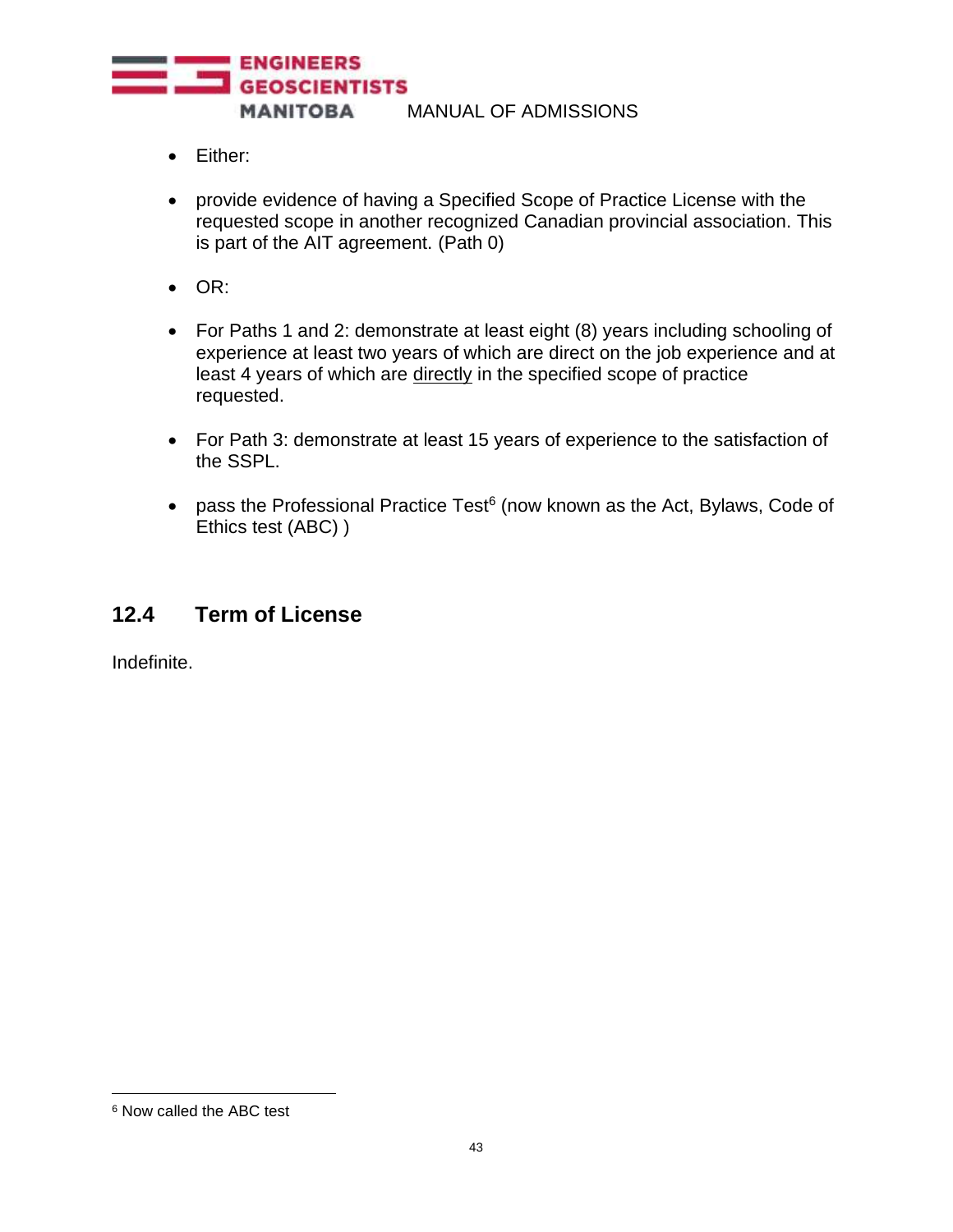- Either:
- provide evidence of having a Specified Scope of Practice License with the requested scope in another recognized Canadian provincial association. This is part of the AIT agreement. (Path 0)
- OR:
- For Paths 1 and 2: demonstrate at least eight (8) years including schooling of experience at least two years of which are direct on the job experience and at least 4 years of which are directly in the specified scope of practice requested.
- For Path 3: demonstrate at least 15 years of experience to the satisfaction of the SSPL.
- pass the Professional Practice Test[6] (now known as the Act, Bylaws, Code of Ethics test (ABC) )

## 12.4 Term of License

Indefinite.

[6] Now called the ABC test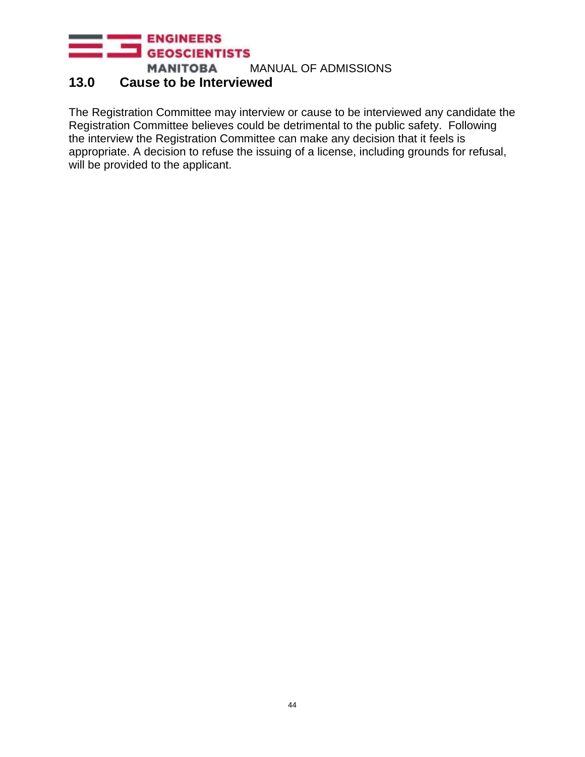## 13.0 Cause to be Interviewed

The Registration Committee may interview or cause to be interviewed any candidate the Registration Committee believes could be detrimental to the public safety. Following the interview the Registration Committee can make any decision that it feels is appropriate. A decision to refuse the issuing of a license, including grounds for refusal, will be provided to the applicant.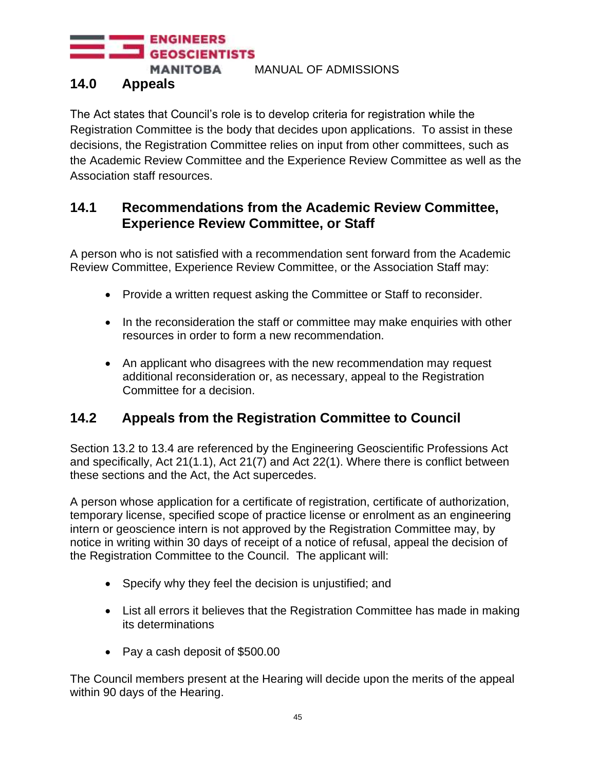## 14.0 Appeals

The Act states that Council's role is to develop criteria for registration while the Registration Committee is the body that decides upon applications. To assist in these decisions, the Registration Committee relies on input from other committees, such as the Academic Review Committee and the Experience Review Committee as well as the Association staff resources.

### 14.1 Recommendations from the Academic Review Committee, Experience Review Committee, or Staff

A person who is not satisfied with a recommendation sent forward from the Academic Review Committee, Experience Review Committee, or the Association Staff may:

- Provide a written request asking the Committee or Staff to reconsider.
- In the reconsideration the staff or committee may make enquiries with other resources in order to form a new recommendation.
- An applicant who disagrees with the new recommendation may request additional reconsideration or, as necessary, appeal to the Registration Committee for a decision.

### 14.2 Appeals from the Registration Committee to Council

Section 13.2 to 13.4 are referenced by the Engineering Geoscientific Professions Act and specifically, Act 21(1.1), Act 21(7) and Act 22(1). Where there is conflict between these sections and the Act, the Act supercedes.

A person whose application for a certificate of registration, certificate of authorization, temporary license, specified scope of practice license or enrolment as an engineering intern or geoscience intern is not approved by the Registration Committee may, by notice in writing within 30 days of receipt of a notice of refusal, appeal the decision of the Registration Committee to the Council. The applicant will:

- Specify why they feel the decision is unjustified; and
- List all errors it believes that the Registration Committee has made in making its determinations
- Pay a cash deposit of $500.00

The Council members present at the Hearing will decide upon the merits of the appeal within 90 days of the Hearing.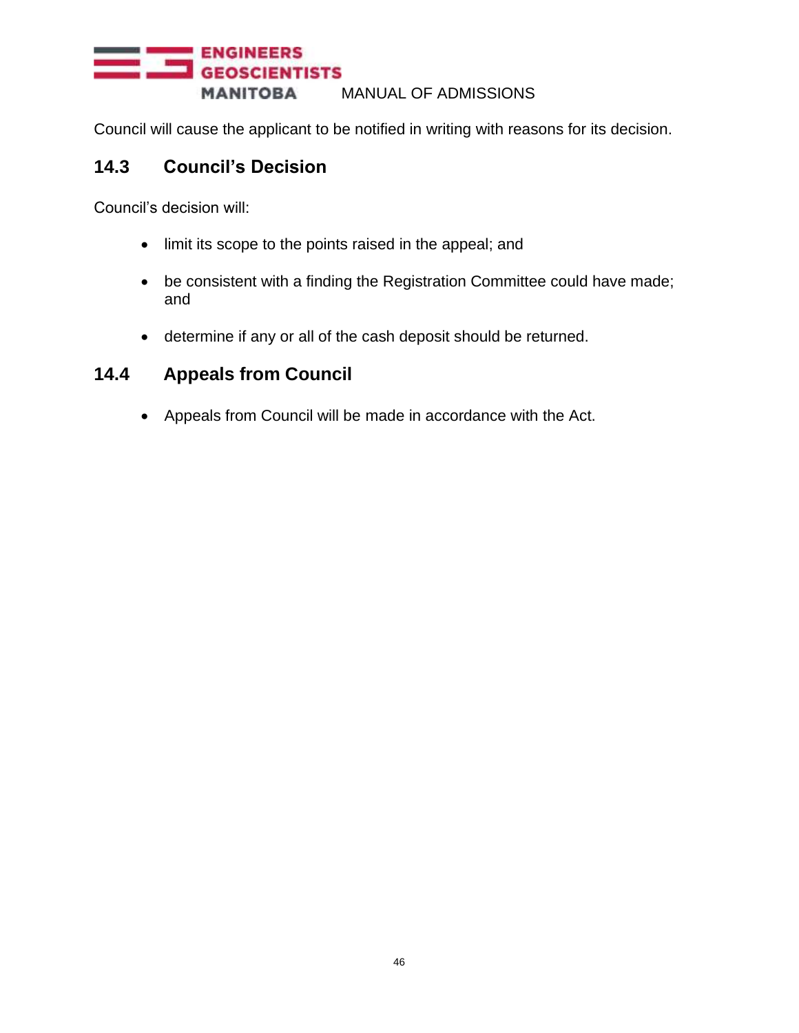Council will cause the applicant to be notified in writing with reasons for its decision.

## 14.3 Council's Decision

Council's decision will:

- limit its scope to the points raised in the appeal; and
- be consistent with a finding the Registration Committee could have made; and
- determine if any or all of the cash deposit should be returned.

## 14.4 Appeals from Council

- Appeals from Council will be made in accordance with the Act.